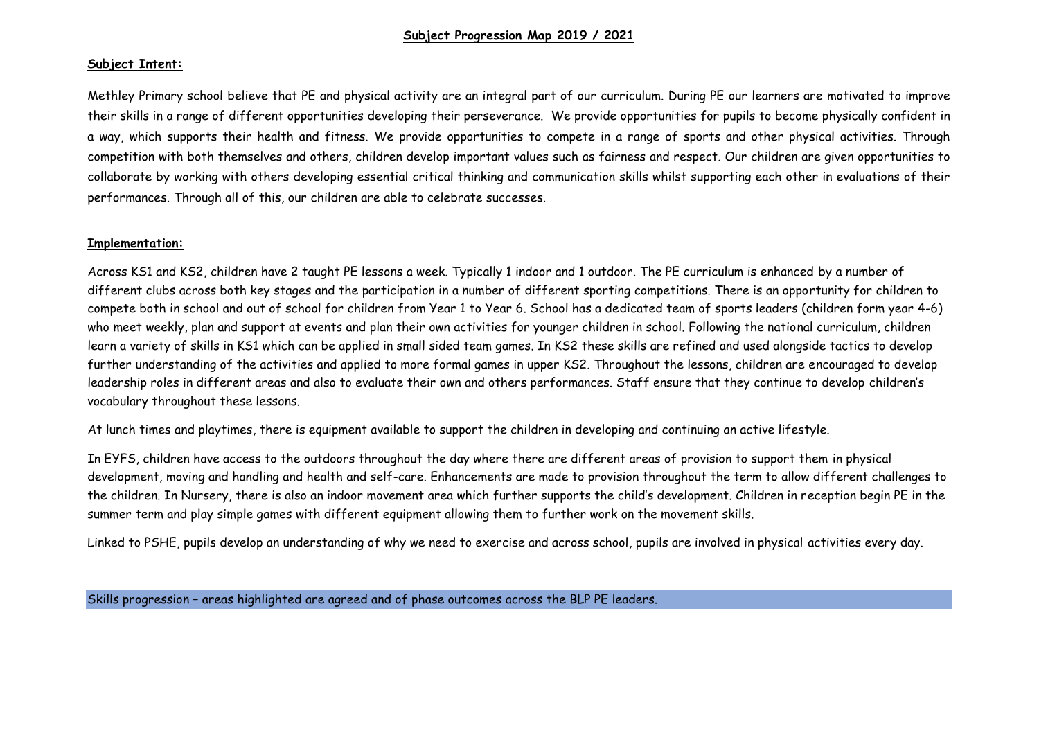## Subject Progression Map 2019 / 2021

### Subject Intent:

Methley Primary school believe that PE and physical activity are an integral part of our curriculum. During PE our learners are motivated to improve their skills in a range of different opportunities developing their perseverance. We provide opportunities for pupils to become physically confident in a way, which supports their health and fitness. We provide opportunities to compete in a range of sports and other physical activities. Through competition with both themselves and others, children develop important values such as fairness and respect. Our children are given opportunities to collaborate by working with others developing essential critical thinking and communication skills whilst supporting each other in evaluations of their performances. Through all of this, our children are able to celebrate successes.

### Implementation:

Across KS1 and KS2, children have 2 taught PE lessons a week. Typically 1 indoor and 1 outdoor. The PE curriculum is enhanced by a number of different clubs across both key stages and the participation in a number of different sporting competitions. There is an opportunity for children to compete both in school and out of school for children from Year 1 to Year 6. School has a dedicated team of sports leaders (children form year 4-6) who meet weekly, plan and support at events and plan their own activities for younger children in school. Following the national curriculum, children learn a variety of skills in KS1 which can be applied in small sided team games. In KS2 these skills are refined and used alongside tactics to develop further understanding of the activities and applied to more formal games in upper KS2. Throughout the lessons, children are encouraged to develop leadership roles in different areas and also to evaluate their own and others performances. Staff ensure that they continue to develop children's vocabulary throughout these lessons.

At lunch times and playtimes, there is equipment available to support the children in developing and continuing an active lifestyle.

In EYFS, children have access to the outdoors throughout the day where there are different areas of provision to support them in physical development, moving and handling and health and self-care. Enhancements are made to provision throughout the term to allow different challenges to the children. In Nursery, there is also an indoor movement area which further supports the child's development. Children in reception begin PE in the summer term and play simple games with different equipment allowing them to further work on the movement skills.

Linked to PSHE, pupils develop an understanding of why we need to exercise and across school, pupils are involved in physical activities every day.

Skills progression – areas highlighted are agreed and of phase outcomes across the BLP PE leaders.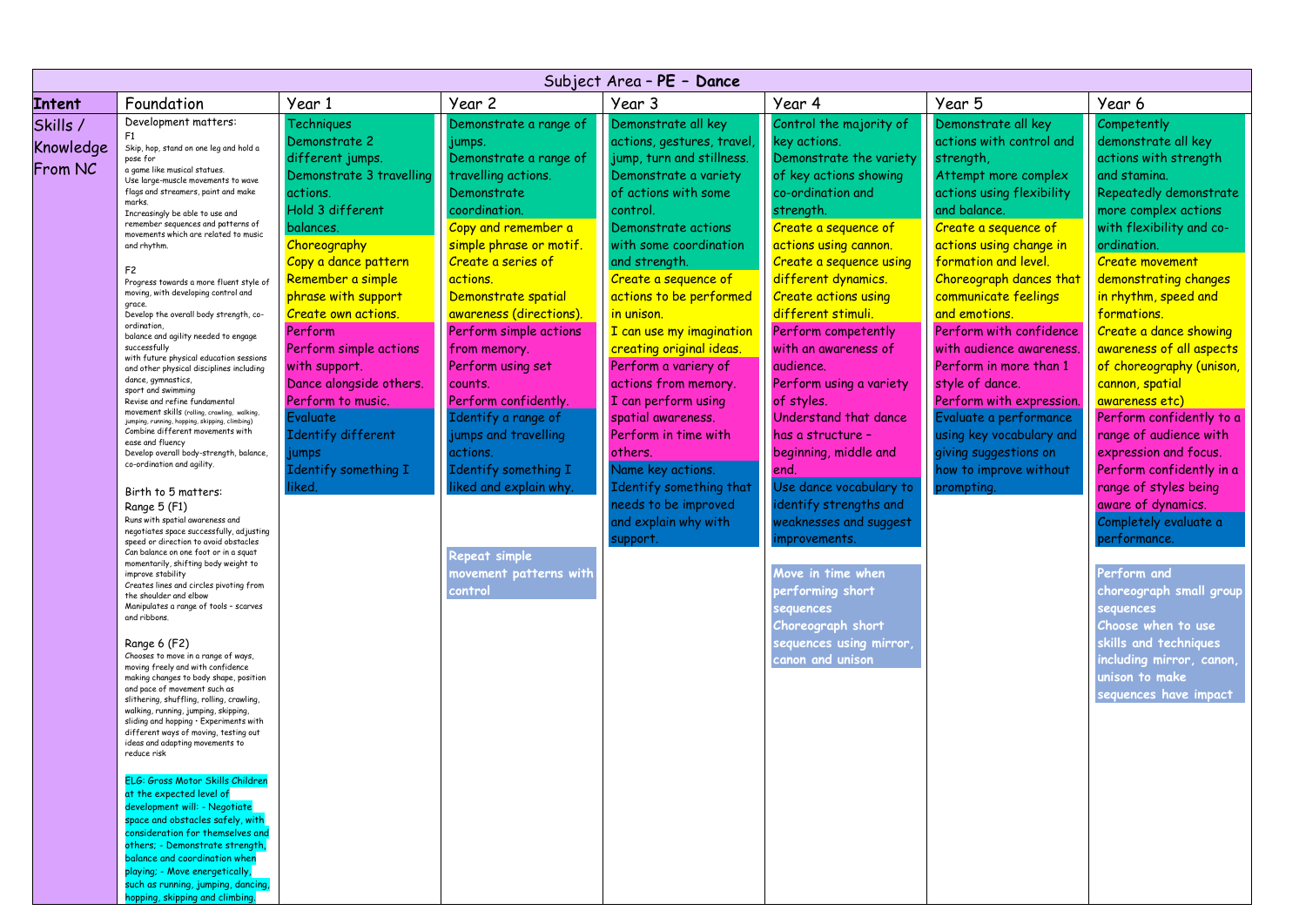| Subject Area – PE – **Dance** | | | | | | | |
|---|---|---|---|---|---|---|---|
| **Intent** | Foundation | Year 1 | Year 2 | Year 3 | Year 4 | Year 5 | Year 6 |
| Skills / Knowledge From NC | Development matters:<br>F1<br>Skip, hop, stand on one leg and hold a pose for a game like musical statues.<br>Use large-muscle movements to wave flags and streamers, paint and make marks.<br>Increasingly be able to use and remember sequences and patterns of movements which are related to music and rhythm.<br><br>F2<br>Progress towards a more fluent style of moving, with developing control and grace.<br>Develop the overall body strength, co-ordination, balance and agility needed to engage successfully with future physical education sessions and other physical disciplines including dance, gymnastics, sport and swimming<br>Revise and refine fundamental movement skills (rolling, crawling, walking, jumping, running, hopping, skipping, climbing)<br>Combine different movements with ease and fluency<br>Develop overall body-strength, balance, co-ordination and agility.<br><br>Birth to 5 matters:<br>Range 5 (F1)<br>Runs with spatial awareness and negotiates space successfully, adjusting speed or direction to avoid obstacles<br>Can balance on one foot or in a squat momentarily, shifting body weight to improve stability<br>Creates lines and circles pivoting from the shoulder and elbow<br>Manipulates a range of tools – scarves and ribbons.<br><br>Range 6 (F2)<br>Chooses to move in a range of ways, moving freely and with confidence making changes to body shape, position and pace of movement such as slithering, shuffling, rolling, crawling, walking, running, jumping, skipping, sliding and hopping • Experiments with different ways of moving, testing out ideas and adapting movements to reduce risk<br><br>ELG: Gross Motor Skills Children at the expected level of development will: - Negotiate space and obstacles safely, with consideration for themselves and others; - Demonstrate strength, balance and coordination when playing; - Move energetically, such as running, jumping, dancing, hopping, skipping and climbing. | Techniques<br>Demonstrate 2 different jumps.<br>Demonstrate 3 travelling actions.<br>Hold 3 different balances.<br>Choreography<br>Copy a dance pattern<br>Remember a simple phrase with support<br>Create own actions.<br>Perform<br>Perform simple actions with support.<br>Dance alongside others.<br>Perform to music.<br>Evaluate<br>Identify different jumps<br>Identify something I liked. | Demonstrate a range of jumps.<br>Demonstrate a range of travelling actions.<br>Demonstrate coordination.<br>Copy and remember a simple phrase or motif.<br>Create a series of actions.<br>Demonstrate spatial awareness (directions).<br>Perform simple actions from memory.<br>Perform using set counts.<br>Perform confidently.<br>Identify a range of jumps and travelling actions.<br>Identify something I liked and explain why.<br><br>**Repeat simple movement patterns with control** | Demonstrate all key actions, gestures, travel, jump, turn and stillness.<br>Demonstrate a variety of actions with some control.<br>Demonstrate actions with some coordination and strength.<br>Create a sequence of actions to be performed in unison.<br>I can use my imagination creating original ideas.<br>Perform a variery of actions from memory.<br>I can perform using spatial awareness.<br>Perform in time with others.<br>Name key actions.<br>Identify something that needs to be improved and explain why with support. | Control the majority of key actions.<br>Demonstrate the variety of key actions showing co-ordination and strength.<br>Create a sequence of actions using cannon.<br>Create a sequence using different dynamics.<br>Create actions using different stimuli.<br>Perform competently with an awareness of audience.<br>Perform using a variety of styles.<br>Understand that dance has a structure – beginning, middle and end.<br>Use dance vocabulary to identify strengths and weaknesses and suggest improvements.<br><br>**Move in time when performing short sequences**<br>**Choreograph short sequences using mirror, canon and unison** | Demonstrate all key actions with control and strength,<br>Attempt more complex actions using flexibility and balance.<br>Create a sequence of actions using change in formation and level.<br>Choreograph dances that communicate feelings and emotions.<br>Perform with confidence with audience awareness.<br>Perform in more than 1 style of dance.<br>Perform with expression.<br>Evaluate a performance using key vocabulary and giving suggestions on how to improve without prompting. | Competently demonstrate all key actions with strength and stamina.<br>Repeatedly demonstrate more complex actions with flexibility and co-ordination.<br>Create movement demonstrating changes in rhythm, speed and formations.<br>Create a dance showing awareness of all aspects of choreography (unison, cannon, spatial awareness etc)<br>Perform confidently to a range of audience with expression and focus.<br>Perform confidently in a range of styles being aware of dynamics.<br>Completely evaluate a performance.<br><br>**Perform and choreograph small group sequences**<br>**Choose when to use skills and techniques including mirror, canon, unison to make sequences have impact** |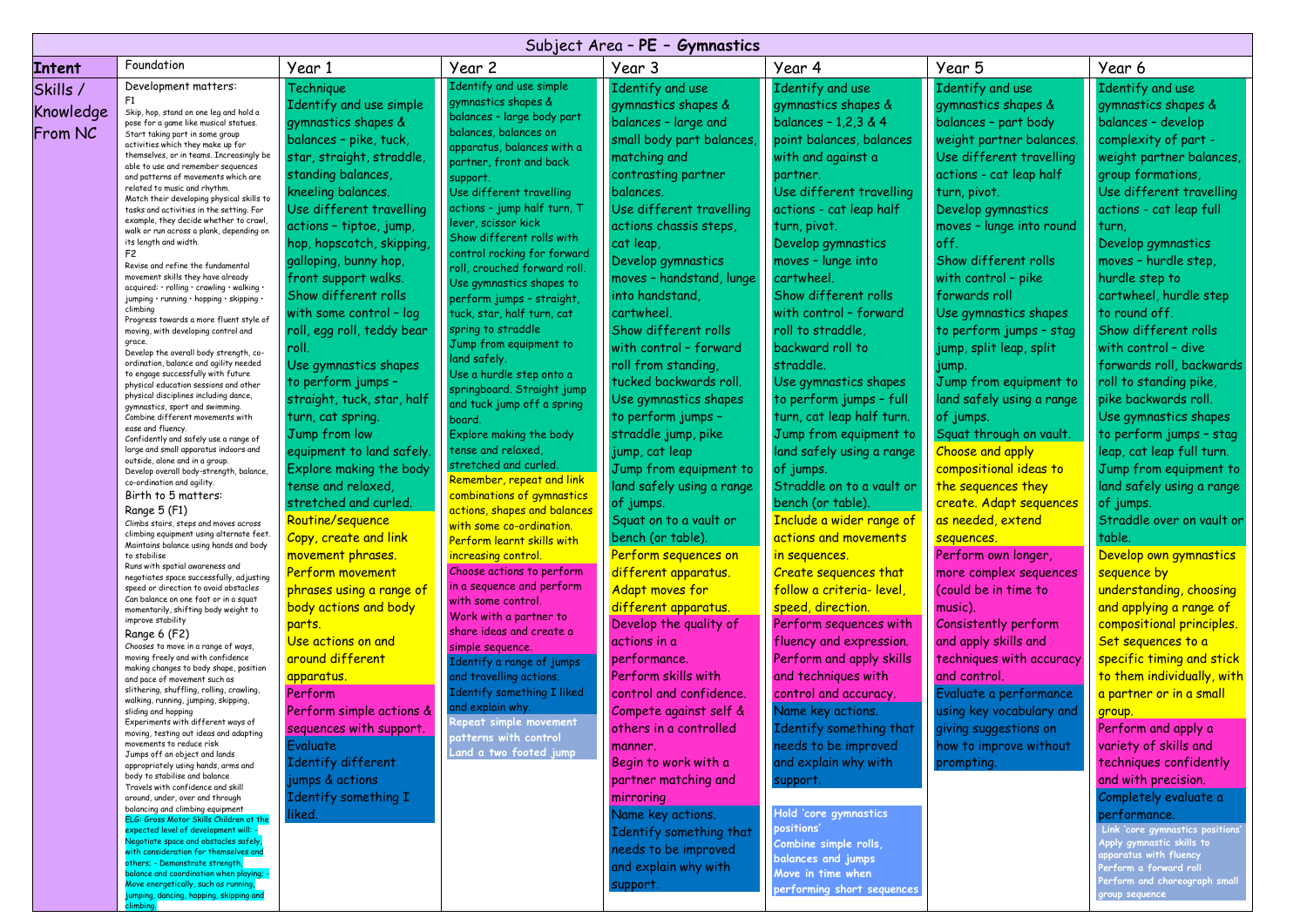Subject Area – PE – **Gymnastics**

| **Intent** | Foundation | Year 1 | Year 2 | Year 3 | Year 4 | Year 5 | Year 6 |
|---|---|---|---|---|---|---|---|
| Skills / Knowledge From NC | Development matters:<br>F1<br>Skip, hop, stand on one leg and hold a pose for a game like musical statues.<br>Start taking part in some group activities which they make up for themselves, or in teams. Increasingly be able to use and remember sequences and patterns of movements which are related to music and rhythm.<br>Match their developing physical skills to tasks and activities in the setting. For example, they decide whether to crawl, walk or run across a plank, depending on its length and width.<br>F2<br>Revise and refine the fundamental movement skills they have already acquired: • rolling • crawling • walking • jumping • running • hopping • skipping • climbing<br>Progress towards a more fluent style of moving, with developing control and grace.<br>Develop the overall body strength, co-ordination, balance and agility needed to engage successfully with future physical education sessions and other physical disciplines including dance, gymnastics, sport and swimming.<br>Combine different movements with ease and fluency.<br>Confidently and safely use a range of large and small apparatus indoors and outside, alone and in a group.<br>Develop overall body-strength, balance, co-ordination and agility.<br>Birth to 5 matters:<br>Range 5 (F1)<br>Climbs stairs, steps and moves across climbing equipment using alternate feet.<br>Maintains balance using hands and body to stabilise<br>Runs with spatial awareness and negotiates space successfully, adjusting speed or direction to avoid obstacles<br>Can balance on one foot or in a squat momentarily, shifting body weight to improve stability<br>Range 6 (F2)<br>Chooses to move in a range of ways, moving freely and with confidence making changes to body shape, position and pace of movement such as slithering, shuffling, rolling, crawling, walking, running, jumping, skipping, sliding and hopping<br>Experiments with different ways of moving, testing out ideas and adapting movements to reduce risk<br>Jumps off an object and lands appropriately using hands, arms and body to stabilise and balance<br>Travels with confidence and skill around, under, over and through balancing and climbing equipment<br>ELG: Gross Motor Skills Children at the expected level of development will: - Negotiate space and obstacles safely, with consideration for themselves and others; - Demonstrate strength, balance and coordination when playing; - Move energetically, such as running, jumping, dancing, hopping, skipping and climbing. | Technique<br>Identify and use simple gymnastics shapes & balances – pike, tuck, star, straight, straddle, standing balances, kneeling balances.<br>Use different travelling actions – tiptoe, jump, hop, hopscotch, skipping, galloping, bunny hop, front support walks.<br>Show different rolls with some control – log roll, egg roll, teddy bear roll.<br>Use gymnastics shapes to perform jumps – straight, tuck, star, half turn, cat spring.<br>Jump from low equipment to land safely.<br>Explore making the body tense and relaxed, stretched and curled.<br>Routine/sequence<br>Copy, create and link movement phrases.<br>Perform movement phrases using a range of body actions and body parts.<br>Use actions on and around different apparatus.<br>Perform<br>Perform simple actions & sequences with support.<br>Evaluate<br>Identify different jumps & actions<br>Identify something I liked. | Identify and use simple gymnastics shapes & balances – large body part balances, balances on apparatus, balances with a partner, front and back support.<br>Use different travelling actions – jump half turn, T lever, scissor kick<br>Show different rolls with control rocking for forward roll, crouched forward roll.<br>Use gymnastics shapes to perform jumps – straight, tuck, star, half turn, cat spring to straddle<br>Jump from equipment to land safely.<br>Use a hurdle step onto a springboard. Straight jump and tuck jump off a spring board.<br>Explore making the body tense and relaxed, stretched and curled.<br>Remember, repeat and link combinations of gymnastics actions, shapes and balances with some co-ordination.<br>Perform learnt skills with increasing control.<br>Choose actions to perform in a sequence and perform with some control.<br>Work with a partner to share ideas and create a simple sequence.<br>Identify a range of jumps and travelling actions.<br>Identify something I liked and explain why.<br>**Repeat simple movement patterns with control**<br>**Land a two footed jump** | Identify and use gymnastics shapes & balances – large and small body part balances, matching and contrasting partner balances.<br>Use different travelling actions chassis steps, cat leap,<br>Develop gymnastics moves – handstand, lunge into handstand, cartwheel.<br>Show different rolls with control – forward roll from standing, tucked backwards roll.<br>Use gymnastics shapes to perform jumps – straddle jump, pike jump, cat leap<br>Jump from equipment to land safely using a range of jumps.<br>Squat on to a vault or bench (or table).<br>Perform sequences on different apparatus.<br>Adapt moves for different apparatus.<br>Develop the quality of actions in a performance.<br>Perform skills with control and confidence.<br>Compete against self & others in a controlled manner.<br>Begin to work with a partner matching and mirroring<br>Name key actions.<br>Identify something that needs to be improved and explain why with support. | Identify and use gymnastics shapes & balances – 1,2,3 & 4 point balances, balances with and against a partner.<br>Use different travelling actions - cat leap half turn, pivot.<br>Develop gymnastics moves – lunge into cartwheel.<br>Show different rolls with control – forward roll to straddle, backward roll to straddle.<br>Use gymnastics shapes to perform jumps – full turn, cat leap half turn.<br>Jump from equipment to land safely using a range of jumps.<br>Straddle on to a vault or bench (or table).<br>Include a wider range of actions and movements in sequences.<br>Create sequences that follow a criteria- level, speed, direction.<br>Perform sequences with fluency and expression.<br>Perform and apply skills and techniques with control and accuracy.<br>Name key actions.<br>Identify something that needs to be improved and explain why with support.<br>**Hold 'core gymnastics positions'**<br>**Combine simple rolls, balances and jumps**<br>**Move in time when performing short sequences** | Identify and use gymnastics shapes & balances – part body weight partner balances.<br>Use different travelling actions - cat leap half turn, pivot.<br>Develop gymnastics moves – lunge into round off.<br>Show different rolls with control – pike forwards roll<br>Use gymnastics shapes to perform jumps – stag jump, split leap, split jump.<br>Jump from equipment to land safely using a range of jumps.<br>Squat through on vault.<br>Choose and apply compositional ideas to the sequences they create. Adapt sequences as needed, extend sequences.<br>Perform own longer, more complex sequences (could be in time to music).<br>Consistently perform and apply skills and techniques with accuracy and control.<br>Evaluate a performance using key vocabulary and giving suggestions on how to improve without prompting. | Identify and use gymnastics shapes & balances – develop complexity of part - weight partner balances, group formations,<br>Use different travelling actions - cat leap full turn,<br>Develop gymnastics moves – hurdle step, hurdle step to cartwheel, hurdle step to round off.<br>Show different rolls with control – dive forwards roll, backwards roll to standing pike, pike backwards roll.<br>Use gymnastics shapes to perform jumps – stag leap, cat leap full turn.<br>Jump from equipment to land safely using a range of jumps.<br>Straddle over on vault or table.<br>Develop own gymnastics sequence by understanding, choosing and applying a range of compositional principles.<br>Set sequences to a specific timing and stick to them individually, with a partner or in a small group.<br>Perform and apply a variety of skills and techniques confidently and with precision.<br>Completely evaluate a performance.<br>**Link 'core gymnastics positions'**<br>**Apply gymnastic skills to apparatus with fluency**<br>**Perform a forward roll**<br>**Perform and choreograph small group sequence** |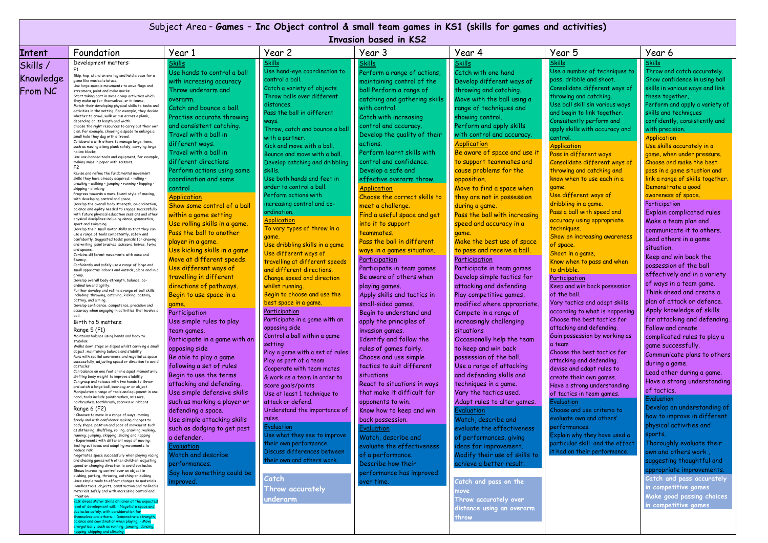# Subject Area – **Games – Inc Object control & small team games in KS1 (skills for games and activities) Invasion based in KS2**

| **Intent** | Foundation | Year 1 | Year 2 | Year 3 | Year 4 | Year 5 | Year 6 |
|---|---|---|---|---|---|---|---|
| Skills / Knowledge From NC | Development matters:<br>F1<br>Skip, hop, stand on one leg and hold a pose for a game like musical statues.<br>Use large-muscle movements to wave flags and streamers, paint and make marks<br>Start taking part in some group activities which they make up for themselves, or in teams.<br>Match their developing physical skills to tasks and activities in the setting. For example, they decide whether to crawl, walk or run across a plank, depending on its length and width.<br>Choose the right resources to carry out their own plan. For example, choosing a spade to enlarge a small hole they dug with a trowel.<br>Collaborate with others to manage large items, such as moving a long plank safely, carrying large hollow blocks.<br>Use one-handed tools and equipment, for example, making snips in paper with scissors.<br>F2<br>Revise and refine the fundamental movement skills they have already acquired: • rolling • crawling • walking • jumping • running • hopping • skipping • climbing<br>Progress towards a more fluent style of moving, with developing control and grace.<br>Develop the overall body strength, co-ordination, balance and agility needed to engage successfully with future physical education sessions and other physical disciplines including dance, gymnastics, sport and swimming.<br>Develop their small motor skills so that they can use a range of tools competently, safely and confidently. Suggested tools: pencils for drawing and writing, paintbrushes, scissors, knives, forks and spoons.<br>Combine different movements with ease and fluency.<br>Confidently and safely use a range of large and small apparatus indoors and outside, alone and in a group.<br>Develop overall body-strength, balance, co-ordination and agility.<br>Further develop and refine a range of ball skills including: throwing, catching, kicking, passing, batting, and aiming.<br>Develop confidence, competence, precision and accuracy when engaging in activities that involve a ball.<br>Birth to 5 matters:<br>Range 5 (F1)<br>Maintains balance using hands and body to stabilise<br>Walks down steps or slopes whilst carrying a small object, maintaining balance and stability<br>Runs with spatial awareness and negotiates space successfully, adjusting speed or direction to avoid obstacles<br>Can balance on one foot or in a squat momentarily, shifting body weight to improve stability<br>Can grasp and release with two hands to throw and catch a large ball, beanbag or an object<br>Manipulates a range of tools and equipment in one hand, tools include paintbrushes, scissors, hairbrushes, toothbrush, scarves or ribbons<br>Range 6 (F2)<br>• Chooses to move in a range of ways, moving freely and with confidence making changes to body shape, position and pace of movement such as slithering, shuffling, rolling, crawling, walking, running, jumping, skipping, sliding and hopping<br>• Experiments with different ways of moving, testing out ideas and adapting movements to reduce risk<br>Negotiates space successfully when playing racing and chasing games with other children, adjusting speed or changing direction to avoid obstacles<br>Shows increasing control over an object in pushing, patting, throwing, catching or kicking<br>Uses simple tools to effect changes to materials<br>Handles tools, objects, construction and malleable materials safely and with increasing control and intention<br>ELG: Gross Motor Skills Children at the expected level of development will: - Negotiate space and obstacles safely, with consideration for themselves and others; - Demonstrate strength, balance and coordination when playing; - Move energetically, such as running, jumping, dancing, hopping, skipping and climbing. | Skills<br>Use hands to control a ball with increasing accuracy<br>Throw underarm and overarm.<br>Catch and bounce a ball.<br>Practise accurate throwing and consistent catching.<br>Travel with a ball in different ways.<br>Travel with a ball in different directions<br>Perform actions using some coordination and some control .<br>Application<br>Show some control of a ball within a game setting<br>Use rolling skills in a game.<br>Pass the ball to another player in a game.<br>Use kicking skills in a game<br>Move at different speeds.<br>Use different ways of travelling in different directions of pathways.<br>Begin to use space in a game.<br>Participation<br>Use simple rules to play team games.<br>Participate in a game with an opposing side<br>Be able to play a game following a set of rules<br>Begin to use the terms attacking and defending.<br>Use simple defensive skills such as marking a player or defending a space.<br>Use simple attacking skills such as dodging to get past a defender.<br>Evaluation<br>Watch and describe performances.<br>Say how something could be improved. | Skills<br>Use hand-eye coordination to control a ball.<br>Catch a variety of objects<br>Throw balls over different distances.<br>Pass the ball in different ways.<br>Throw, catch and bounce a ball with a partner.<br>Kick and move with a ball.<br>Bounce and move with a ball.<br>Develop catching and dribbling skills.<br>Use both hands and feet in order to control a ball.<br>Perform actions with increasing control and co-ordination.<br>Application<br>To vary types of throw in a game.<br>Use dribbling skills in a game<br>Use different ways of travelling at different speeds and different directions.<br>Change speed and direction whilst running.<br>Begin to choose and use the best space in a game.<br>Participation<br>Participate in a game with an opposing side<br>Control a ball within a game setting<br>Play a game with a set of rules<br>Play as part of a team<br>Cooperate with team mates & work as a team in order to score goals/points<br>Use at least 1 technique to attack or defend.<br>Understand the importance of rules.<br>Evaluation<br>Use what they see to improve their own performance.<br>Discuss differences between their own and others work.<br>Catch<br>Throw accurately underarm | Skills<br>Perform a range of actions, maintaining control of the ball Perform a range of catching and gathering skills with control.<br>Catch with increasing control and accuracy.<br>Develop the quality of their actions.<br>Perform learnt skills with control and confidence.<br>Develop a safe and effective overarm throw.<br>Application<br>Choose the correct skills to meet a challenge.<br>Find a useful space and get into it to support teammates.<br>Pass the ball in different ways in a games situation.<br>Participation<br>Participate in team games<br>Be aware of others when playing games.<br>Apply skills and tactics in small-sided games.<br>Begin to understand and apply the principles of invasion games.<br>Identify and follow the rules of games fairly.<br>Choose and use simple tactics to suit different situations<br>React to situations in ways that make it difficult for opponents to win.<br>Know how to keep and win back possession.<br>Evaluation<br>Watch, describe and evaluate the effectiveness of a performance.<br>Describe how their performance has improved over time. | Skills<br>Catch with one hand<br>Develop different ways of throwing and catching.<br>Move with the ball using a range of techniques and showing control.<br>Perform and apply skills with control and accuracy.<br>Application<br>Be aware of space and use it to support teammates and cause problems for the opposition.<br>Move to find a space when they are not in possession during a game.<br>Pass the ball with increasing speed and accuracy in a game.<br>Make the best use of space to pass and receive a ball.<br>Participation<br>Participate in team games<br>Develop simple tactics for attacking and defending<br>Play competitive games, modified where appropriate.<br>Compete in a range of increasingly challenging situations<br>Occasionally help the team to keep and win back possession of the ball.<br>Use a range of attacking and defending skills and techniques in a game.<br>Vary the tactics used.<br>Adapt rules to alter games.<br>Evaluation<br>Watch, describe and evaluate the effectiveness of performances, giving ideas for improvement.<br>Modify their use of skills to achieve a better result.<br>Catch and pass on the move<br>Throw accurately over distance using an overarm throw | Skills<br>Use a number of techniques to pass, dribble and shoot.<br>Consolidate different ways of throwing and catching.<br>Use ball skill sin various ways and begin to link together.<br>Consistently perform and apply skills with accuracy and control.<br>Application<br>Pass in different ways<br>Consolidate different ways of throwing and catching and know when to use each in a game.<br>Use different ways of dribbling in a game.<br>Pass a ball with speed and accuracy using appropriate techniques.<br>Show an increasing awareness of space.<br>Shoot in a game,<br>Know when to pass and when to dribble.<br>Participation<br>Keep and win back possession of the ball.<br>Vary tactics and adapt skills according to what is happening<br>Choose the best tactics for attacking and defending.<br>Gain possession by working as a team<br>Choose the best tactics for attacking and defending.<br>devise and adapt rules to create their own games.<br>Have a strong understanding of tactics in team games.<br>Evaluation<br>Choose and use criteria to evaluate own and others' performances.<br>Explain why they have used a particular skill and the effect it had on their performance. | Skills<br>Throw and catch accurately.<br>Show confidence in using ball skills in various ways and link these together,<br>Perform and apply a variety of skills and techniques confidently, consistently and with precision.<br>Application<br>Use skills accurately in a game, when under pressure.<br>Choose and make the best pass in a game situation and link a range of skills together.<br>Demonstrate a good awareness of space.<br>Participation<br>Explain complicated rules<br>Make a team plan and communicate it to others.<br>Lead others in a game situation.<br>Keep and win back the possession of the ball effectively and in a variety of ways in a team game.<br>Think ahead and create a plan of attack or defence.<br>Apply knowledge of skills for attacking and defending.<br>Follow and create complicated rules to play a game successfully.<br>Communicate plans to others during a game.<br>Lead other during a game.<br>Have a strong understanding of tactics.<br>Evaluation<br>Develop an understanding of how to improve in different physical activities and sports.<br>Thoroughly evaluate their own and others work , suggesting thoughtful and appropriate improvements.<br>Catch and pass accurately in competitive games<br>Make good passing choices in competitive games |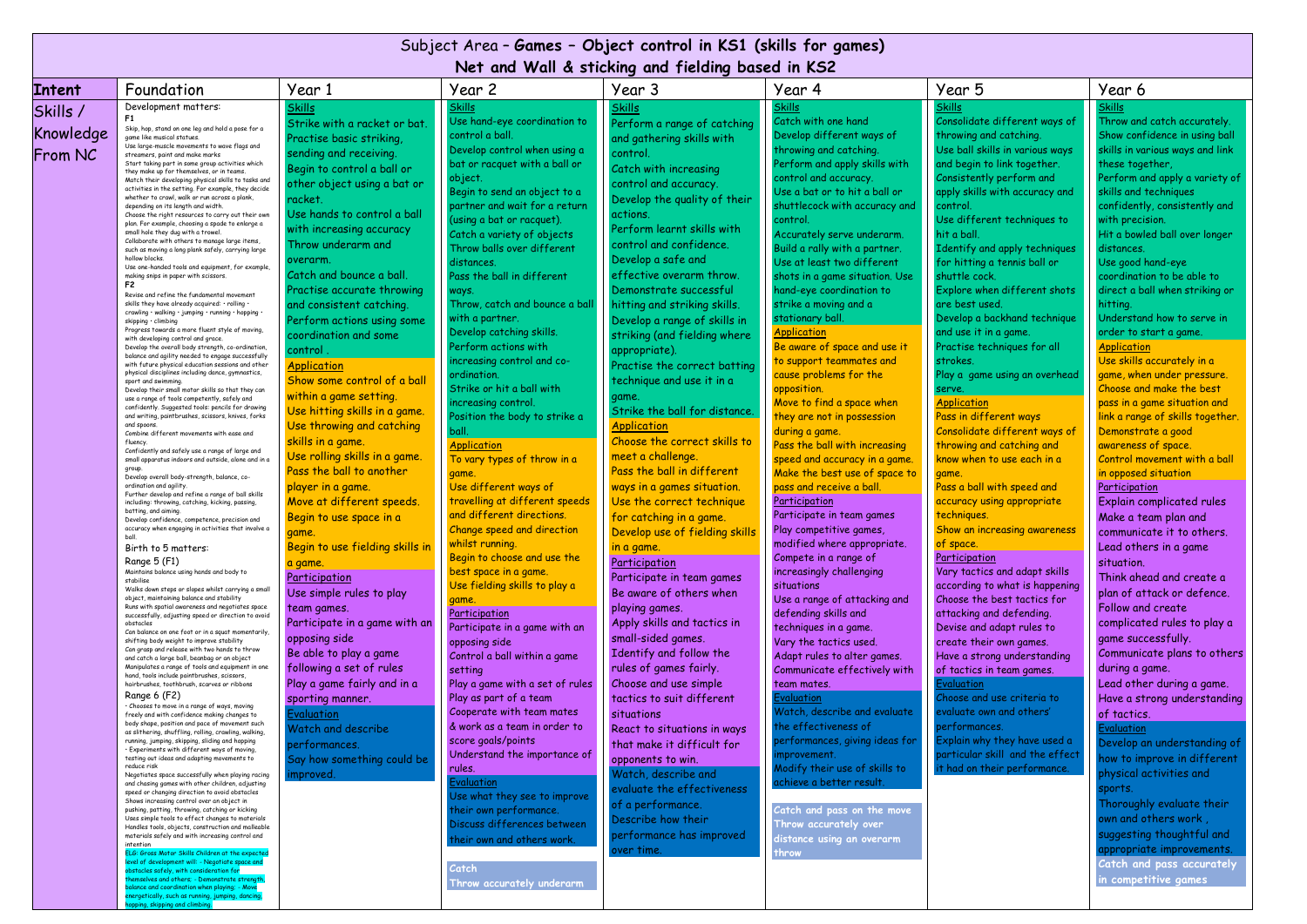# Subject Area – **Games – Object control in KS1 (skills for games)**
## **Net and Wall & sticking and fielding based in KS2**

| Intent | Foundation | Year 1 | Year 2 | Year 3 | Year 4 | Year 5 | Year 6 |
|---|---|---|---|---|---|---|---|
| Skills / Knowledge From NC | Development matters:<br>**F1**<br>Skip, hop, stand on one leg and hold a pose for a game like musical statues.<br>Use large-muscle movements to wave flags and streamers, paint and make marks<br>Start taking part in some group activities which they make up for themselves, or in teams.<br>Match their developing physical skills to tasks and activities in the setting. For example, they decide whether to crawl, walk or run across a plank, depending on its length and width.<br>Choose the right resources to carry out their own plan. For example, choosing a spade to enlarge a small hole they dug with a trowel.<br>Collaborate with others to manage large items, such as moving a long plank safely, carrying large hollow blocks.<br>Use one-handed tools and equipment, for example, making snips in paper with scissors.<br>**F2**<br>Revise and refine the fundamental movement skills they have already acquired: • rolling • crawling • walking • jumping • running • hopping • skipping • climbing<br>Progress towards a more fluent style of moving, with developing control and grace.<br>Develop the overall body strength, co-ordination, balance and agility needed to engage successfully with future physical education sessions and other physical disciplines including dance, gymnastics, sport and swimming.<br>Develop their small motor skills so that they can use a range of tools competently, safely and confidently. Suggested tools: pencils for drawing and writing, paintbrushes, scissors, knives, forks and spoons.<br>Combine different movements with ease and fluency.<br>Confidently and safely use a range of large and small apparatus indoors and outside, alone and in a group.<br>Develop overall body-strength, balance, co-ordination and agility.<br>Further develop and refine a range of ball skills including: throwing, catching, kicking, passing, batting, and aiming.<br>Develop confidence, competence, precision and accuracy when engaging in activities that involve a ball.<br>Birth to 5 matters:<br>Range 5 (F1)<br>Maintains balance using hands and body to stabilise<br>Walks down steps or slopes whilst carrying a small object, maintaining balance and stability<br>Runs with spatial awareness and negotiates space successfully, adjusting speed or direction to avoid obstacles<br>Can balance on one foot or in a squat momentarily, shifting body weight to improve stability<br>Can grasp and release with two hands to throw and catch a large ball, beanbag or an object<br>Manipulates a range of tools and equipment in one hand, tools include paintbrushes, scissors, hairbrushes, toothbrush, scarves or ribbons<br>Range 6 (F2)<br>• Chooses to move in a range of ways, moving freely and with confidence making changes to body shape, position and pace of movement such as slithering, shuffling, rolling, crawling, walking, running, jumping, skipping, sliding and hopping<br>• Experiments with different ways of moving, testing out ideas and adapting movements to reduce risk<br>Negotiates space successfully when playing racing and chasing games with other children, adjusting speed or changing direction to avoid obstacles<br>Shows increasing control over an object in pushing, patting, throwing, catching or kicking<br>Uses simple tools to effect changes to materials<br>Handles tools, objects, construction and malleable materials safely and with increasing control and intention<br>ELG: Gross Motor Skills Children at the expected level of development will: - Negotiate space and obstacles safely, with consideration for themselves and others; - Demonstrate strength, balance and coordination when playing; - Move energetically, such as running, jumping, dancing, hopping, skipping and climbing. | Skills<br>Strike with a racket or bat.<br>Practise basic striking, sending and receiving.<br>Begin to control a ball or other object using a bat or racket.<br>Use hands to control a ball with increasing accuracy<br>Throw underarm and overarm.<br>Catch and bounce a ball.<br>Practise accurate throwing and consistent catching.<br>Perform actions using some coordination and some control .<br>Application<br>Show some control of a ball within a game setting.<br>Use hitting skills in a game.<br>Use throwing and catching skills in a game.<br>Use rolling skills in a game.<br>Pass the ball to another player in a game.<br>Move at different speeds.<br>Begin to use space in a game.<br>Begin to use fielding skills in a game.<br>Participation<br>Use simple rules to play team games.<br>Participate in a game with an opposing side<br>Be able to play a game following a set of rules<br>Play a game fairly and in a sporting manner.<br>Evaluation<br>Watch and describe performances.<br>Say how something could be improved. | Skills<br>Use hand-eye coordination to control a ball.<br>Develop control when using a bat or racquet with a ball or object.<br>Begin to send an object to a partner and wait for a return (using a bat or racquet).<br>Catch a variety of objects<br>Throw balls over different distances.<br>Pass the ball in different ways.<br>Throw, catch and bounce a ball with a partner.<br>Develop catching skills.<br>Perform actions with increasing control and co-ordination.<br>Strike or hit a ball with increasing control.<br>Position the body to strike a ball.<br>Application<br>To vary types of throw in a game.<br>Use different ways of travelling at different speeds and different directions.<br>Change speed and direction whilst running.<br>Begin to choose and use the best space in a game.<br>Use fielding skills to play a game.<br>Participation<br>Participate in a game with an opposing side<br>Control a ball within a game setting<br>Play a game with a set of rules<br>Play as part of a team<br>Cooperate with team mates & work as a team in order to score goals/points<br>Understand the importance of rules.<br>Evaluation<br>Use what they see to improve their own performance.<br>Discuss differences between their own and others work.<br><br>Catch<br>Throw accurately underarm | Skills<br>Perform a range of catching and gathering skills with control.<br>Catch with increasing control and accuracy.<br>Develop the quality of their actions.<br>Perform learnt skills with control and confidence.<br>Develop a safe and effective overarm throw.<br>Demonstrate successful hitting and striking skills.<br>Develop a range of skills in striking (and fielding where appropriate).<br>Practise the correct batting technique and use it in a game.<br>Strike the ball for distance.<br>Application<br>Choose the correct skills to meet a challenge.<br>Pass the ball in different ways in a games situation.<br>Use the correct technique for catching in a game.<br>Develop use of fielding skills in a game.<br>Participation<br>Participate in team games<br>Be aware of others when playing games.<br>Apply skills and tactics in small-sided games.<br>Identify and follow the rules of games fairly.<br>Choose and use simple tactics to suit different situations<br>React to situations in ways that make it difficult for opponents to win.<br>Watch, describe and evaluate the effectiveness of a performance.<br>Describe how their performance has improved over time. | Skills<br>Catch with one hand<br>Develop different ways of throwing and catching.<br>Perform and apply skills with control and accuracy.<br>Use a bat or to hit a ball or shuttlecock with accuracy and control.<br>Accurately serve underarm.<br>Build a rally with a partner.<br>Use at least two different shots in a game situation. Use hand-eye coordination to strike a moving and a stationary ball.<br>Application<br>Be aware of space and use it to support teammates and cause problems for the opposition.<br>Move to find a space when they are not in possession during a game.<br>Pass the ball with increasing speed and accuracy in a game.<br>Make the best use of space to pass and receive a ball.<br>Participation<br>Participate in team games<br>Play competitive games, modified where appropriate.<br>Compete in a range of increasingly challenging situations<br>Use a range of attacking and defending skills and techniques in a game.<br>Vary the tactics used.<br>Adapt rules to alter games.<br>Communicate effectively with team mates.<br>Evaluation<br>Watch, describe and evaluate the effectiveness of performances, giving ideas for improvement.<br>Modify their use of skills to achieve a better result.<br><br>Catch and pass on the move<br>Throw accurately over distance using an overarm throw | Skills<br>Consolidate different ways of throwing and catching.<br>Use ball skills in various ways and begin to link together.<br>Consistently perform and apply skills with accuracy and control.<br>Use different techniques to hit a ball.<br>Identify and apply techniques for hitting a tennis ball or shuttle cock.<br>Explore when different shots are best used.<br>Develop a backhand technique and use it in a game.<br>Practise techniques for all strokes.<br>Play a game using an overhead serve.<br>Application<br>Pass in different ways<br>Consolidate different ways of throwing and catching and know when to use each in a game.<br>Pass a ball with speed and accuracy using appropriate techniques.<br>Show an increasing awareness of space.<br>Participation<br>Vary tactics and adapt skills according to what is happening<br>Choose the best tactics for attacking and defending.<br>Devise and adapt rules to create their own games.<br>Have a strong understanding of tactics in team games.<br>Evaluation<br>Choose and use criteria to evaluate own and others' performances.<br>Explain why they have used a particular skill and the effect it had on their performance. | Skills<br>Throw and catch accurately.<br>Show confidence in using ball skills in various ways and link these together,<br>Perform and apply a variety of skills and techniques confidently, consistently and with precision.<br>Hit a bowled ball over longer distances.<br>Use good hand-eye coordination to be able to direct a ball when striking or hitting.<br>Understand how to serve in order to start a game.<br>Application<br>Use skills accurately in a game, when under pressure.<br>Choose and make the best pass in a game situation and link a range of skills together.<br>Demonstrate a good awareness of space.<br>Control movement with a ball in opposed situation<br>Participation<br>Explain complicated rules<br>Make a team plan and communicate it to others.<br>Lead others in a game situation.<br>Think ahead and create a plan of attack or defence.<br>Follow and create complicated rules to play a game successfully.<br>Communicate plans to others during a game.<br>Lead other during a game.<br>Have a strong understanding of tactics.<br>Evaluation<br>Develop an understanding of how to improve in different physical activities and sports.<br>Thoroughly evaluate their own and others work , suggesting thoughtful and appropriate improvements.<br>Catch and pass accurately in competitive games |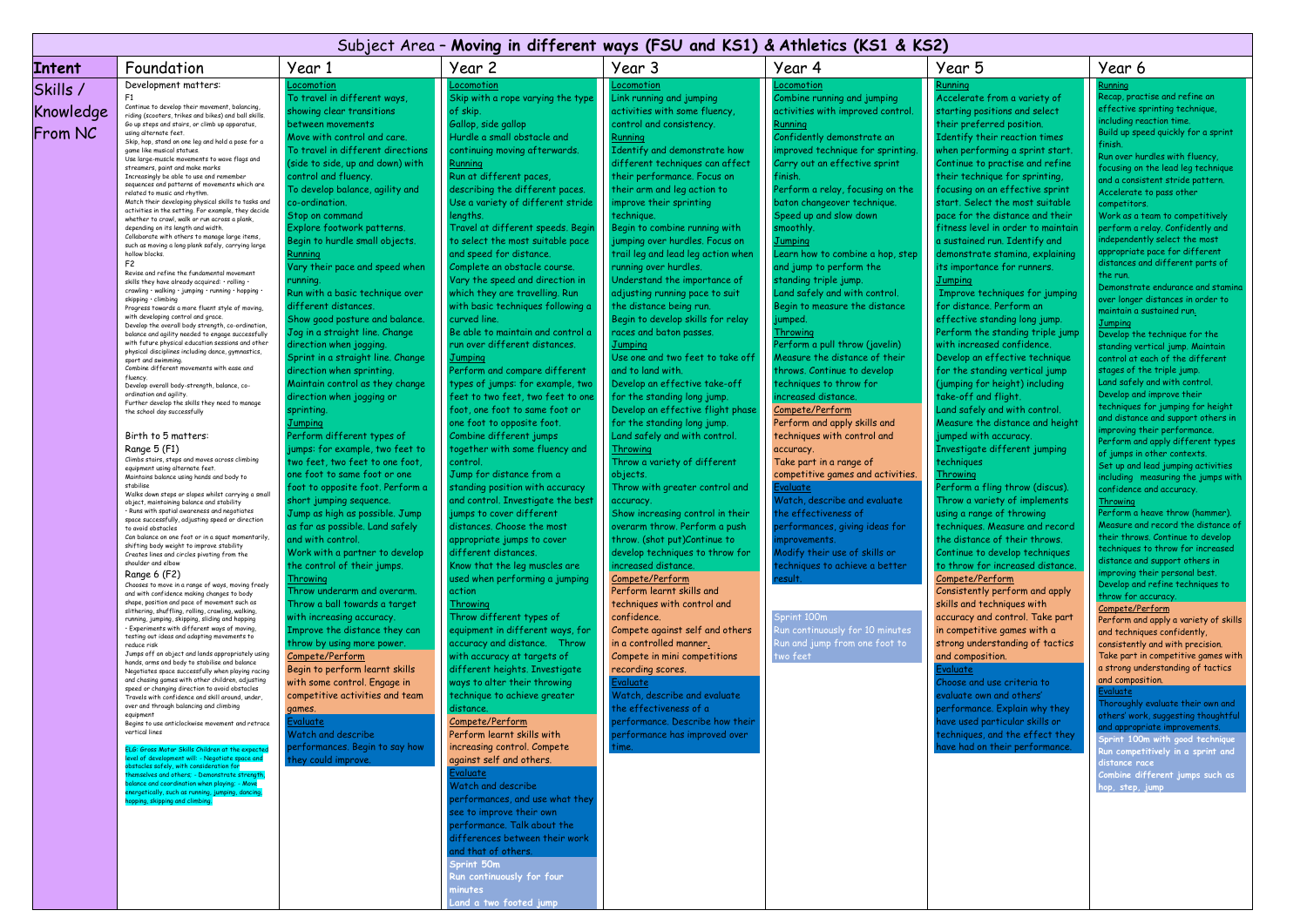# Subject Area – **Moving in different ways (FSU and KS1) & Athletics (KS1 & KS2)**

| **Intent** | Foundation | Year 1 | Year 2 | Year 3 | Year 4 | Year 5 | Year 6 |
|---|---|---|---|---|---|---|---|
| Skills / Knowledge From NC | Development matters:<br>F1<br>Continue to develop their movement, balancing, riding (scooters, trikes and bikes) and ball skills.<br>Go up steps and stairs, or climb up apparatus, using alternate feet.<br>Skip, hop, stand on one leg and hold a pose for a game like musical statues.<br>Use large-muscle movements to wave flags and streamers, paint and make marks<br>Increasingly be able to use and remember sequences and patterns of movements which are related to music and rhythm.<br>Match their developing physical skills to tasks and activities in the setting. For example, they decide whether to crawl, walk or run across a plank, depending on its length and width.<br>Collaborate with others to manage large items, such as moving a long plank safely, carrying large hollow blocks.<br>F2<br>Revise and refine the fundamental movement skills they have already acquired: • rolling • crawling • walking • jumping • running • hopping • skipping • climbing<br>Progress towards a more fluent style of moving, with developing control and grace.<br>Develop the overall body strength, co-ordination, balance and agility needed to engage successfully with future physical education sessions and other physical disciplines including dance, gymnastics, sport and swimming.<br>Combine different movements with ease and fluency.<br>Develop overall body-strength, balance, co-ordination and agility.<br>Further develop the skills they need to manage the school day successfully<br><br>Birth to 5 matters:<br>Range 5 (F1)<br>Climbs stairs, steps and moves across climbing equipment using alternate feet.<br>Maintains balance using hands and body to stabilise<br>Walks down steps or slopes whilst carrying a small object, maintaining balance and stability<br>• Runs with spatial awareness and negotiates space successfully, adjusting speed or direction to avoid obstacles<br>Can balance on one foot or in a squat momentarily, shifting body weight to improve stability<br>Creates lines and circles pivoting from the shoulder and elbow<br>Range 6 (F2)<br>Chooses to move in a range of ways, moving freely and with confidence making changes to body shape, position and pace of movement such as slithering, shuffling, rolling, crawling, walking, running, jumping, skipping, sliding and hopping<br>• Experiments with different ways of moving, testing out ideas and adapting movements to reduce risk<br>Jumps off an object and lands appropriately using hands, arms and body to stabilise and balance<br>Negotiates space successfully when playing racing and chasing games with other children, adjusting speed or changing direction to avoid obstacles<br>Travels with confidence and skill around, under, over and through balancing and climbing equipment<br>Begins to use anticlockwise movement and retrace vertical lines<br><br>ELG: Gross Motor Skills Children at the expected level of development will: - Negotiate space and obstacles safely, with consideration for themselves and others; - Demonstrate strength, balance and coordination when playing; - Move energetically, such as running, jumping, dancing, hopping, skipping and climbing. | Locomotion<br>To travel in different ways, showing clear transitions between movements<br>Move with control and care.<br>To travel in different directions (side to side, up and down) with control and fluency.<br>To develop balance, agility and co-ordination.<br>Stop on command<br>Explore footwork patterns.<br>Begin to hurdle small objects.<br>Running<br>Vary their pace and speed when running.<br>Run with a basic technique over different distances.<br>Show good posture and balance.<br>Jog in a straight line. Change direction when jogging.<br>Sprint in a straight line. Change direction when sprinting.<br>Maintain control as they change direction when jogging or sprinting.<br>Jumping<br>Perform different types of jumps: for example, two feet to two feet, two feet to one foot, one foot to same foot or one foot to opposite foot. Perform a short jumping sequence.<br>Jump as high as possible. Jump as far as possible. Land safely and with control.<br>Work with a partner to develop the control of their jumps.<br>Throwing<br>Throw underarm and overarm.<br>Throw a ball towards a target with increasing accuracy.<br>Improve the distance they can throw by using more power.<br>Compete/Perform<br>Begin to perform learnt skills with some control. Engage in competitive activities and team games.<br>Evaluate<br>Watch and describe performances. Begin to say how they could improve. | Locomotion<br>Skip with a rope varying the type of skip.<br>Gallop, side gallop<br>Hurdle a small obstacle and continuing moving afterwards.<br>Running<br>Run at different paces, describing the different paces.<br>Use a variety of different stride lengths.<br>Travel at different speeds. Begin to select the most suitable pace and speed for distance.<br>Complete an obstacle course.<br>Vary the speed and direction in which they are travelling. Run with basic techniques following a curved line.<br>Be able to maintain and control a run over different distances.<br>Jumping<br>Perform and compare different types of jumps: for example, two feet to two feet, two feet to one foot, one foot to same foot or one foot to opposite foot.<br>Combine different jumps together with some fluency and control.<br>Jump for distance from a standing position with accuracy and control. Investigate the best jumps to cover different distances. Choose the most appropriate jumps to cover different distances.<br>Know that the leg muscles are used when performing a jumping action<br>Throwing<br>Throw different types of equipment in different ways, for accuracy and distance. Throw with accuracy at targets of different heights. Investigate ways to alter their throwing technique to achieve greater distance.<br>Compete/Perform<br>Perform learnt skills with increasing control. Compete against self and others.<br>Evaluate<br>Watch and describe performances, and use what they see to improve their own performance. Talk about the differences between their work and that of others.<br>Sprint 50m<br>Run continuously for four minutes<br>Land a two footed jump | Locomotion<br>Link running and jumping activities with some fluency, control and consistency.<br>Running<br>Identify and demonstrate how different techniques can affect their performance. Focus on their arm and leg action to improve their sprinting technique.<br>Begin to combine running with jumping over hurdles. Focus on trail leg and lead leg action when running over hurdles.<br>Understand the importance of adjusting running pace to suit the distance being run.<br>Begin to develop skills for relay races and baton passes.<br>Jumping<br>Use one and two feet to take off and to land with.<br>Develop an effective take-off for the standing long jump.<br>Develop an effective flight phase for the standing long jump.<br>Land safely and with control.<br>Throwing<br>Throw a variety of different objects.<br>Throw with greater control and accuracy.<br>Show increasing control in their overarm throw. Perform a push throw. (shot put)Continue to develop techniques to throw for increased distance.<br>Compete/Perform<br>Perform learnt skills and techniques with control and confidence.<br>Compete against self and others in a controlled manner.<br>Compete in mini competitions recording scores.<br>Evaluate<br>Watch, describe and evaluate the effectiveness of a performance. Describe how their performance has improved over time. | Locomotion<br>Combine running and jumping activities with improved control.<br>Running<br>Confidently demonstrate an improved technique for sprinting.<br>Carry out an effective sprint finish.<br>Perform a relay, focusing on the baton changeover technique.<br>Speed up and slow down smoothly.<br>Jumping<br>Learn how to combine a hop, step and jump to perform the standing triple jump.<br>Land safely and with control.<br>Begin to measure the distance jumped.<br>Throwing<br>Perform a pull throw (javelin)<br>Measure the distance of their throws. Continue to develop techniques to throw for increased distance.<br>Compete/Perform<br>Perform and apply skills and techniques with control and accuracy.<br>Take part in a range of competitive games and activities.<br>Evaluate<br>Watch, describe and evaluate the effectiveness of performances, giving ideas for improvements.<br>Modify their use of skills or techniques to achieve a better result.<br><br>Sprint 100m<br>Run continuously for 10 minutes<br>Run and jump from one foot to two feet | Running<br>Accelerate from a variety of starting positions and select their preferred position.<br>Identify their reaction times when performing a sprint start.<br>Continue to practise and refine their technique for sprinting, focusing on an effective sprint start. Select the most suitable pace for the distance and their fitness level in order to maintain a sustained run. Identify and demonstrate stamina, explaining its importance for runners.<br>Jumping<br>Improve techniques for jumping for distance. Perform an effective standing long jump.<br>Perform the standing triple jump with increased confidence.<br>Develop an effective technique for the standing vertical jump (jumping for height) including take-off and flight.<br>Land safely and with control.<br>Measure the distance and height jumped with accuracy.<br>Investigate different jumping techniques<br>Throwing<br>Perform a fling throw (discus).<br>Throw a variety of implements using a range of throwing techniques. Measure and record the distance of their throws.<br>Continue to develop techniques to throw for increased distance.<br>Compete/Perform<br>Consistently perform and apply skills and techniques with accuracy and control. Take part in competitive games with a strong understanding of tactics and composition.<br>Evaluate<br>Choose and use criteria to evaluate own and others' performance. Explain why they have used particular skills or techniques, and the effect they have had on their performance. | Running<br>Recap, practise and refine an effective sprinting technique, including reaction time.<br>Build up speed quickly for a sprint finish.<br>Run over hurdles with fluency, focusing on the lead leg technique and a consistent stride pattern.<br>Accelerate to pass other competitors.<br>Work as a team to competitively perform a relay. Confidently and independently select the most appropriate pace for different distances and different parts of the run.<br>Demonstrate endurance and stamina over longer distances in order to maintain a sustained run.<br>Jumping<br>Develop the technique for the standing vertical jump. Maintain control at each of the different stages of the triple jump.<br>Land safely and with control.<br>Develop and improve their techniques for jumping for height and distance and support others in improving their performance.<br>Perform and apply different types of jumps in other contexts.<br>Set up and lead jumping activities including measuring the jumps with confidence and accuracy.<br>Throwing<br>Perform a heave throw (hammer).<br>Measure and record the distance of their throws. Continue to develop techniques to throw for increased distance and support others in improving their personal best.<br>Develop and refine techniques to throw for accuracy.<br>Compete/Perform<br>Perform and apply a variety of skills and techniques confidently, consistently and with precision.<br>Take part in competitive games with a strong understanding of tactics and composition.<br>Evaluate<br>Thoroughly evaluate their own and others' work, suggesting thoughtful and appropriate improvements.<br>Sprint 100m with good technique<br>Run competitively in a sprint and distance race<br>Combine different jumps such as hop, step, jump |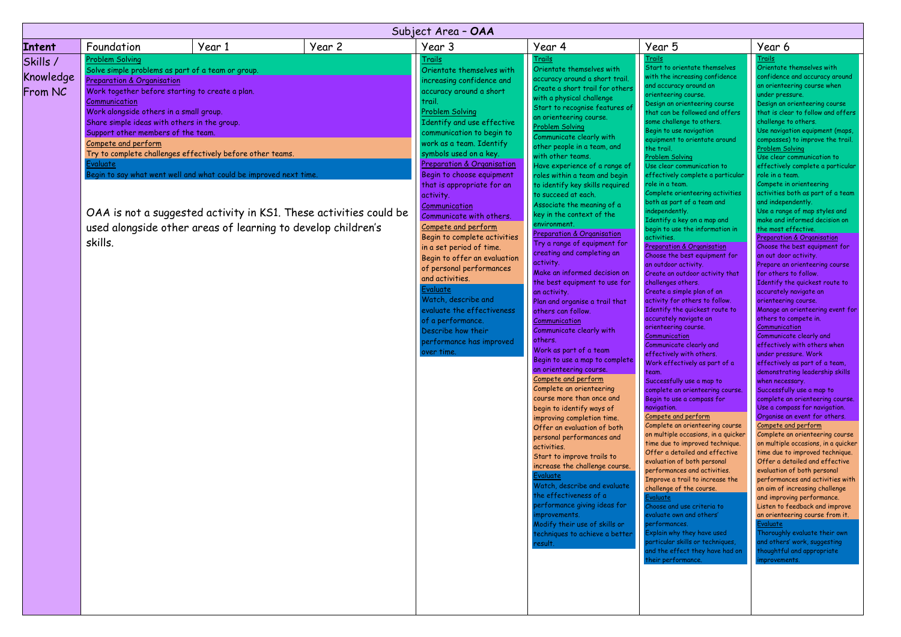| Subject Area – **OAA** | | | | | | | |
|---|---|---|---|---|---|---|---|
| **Intent** | Foundation | Year 1 | Year 2 | Year 3 | Year 4 | Year 5 | Year 6 |
| Skills / Knowledge From NC | Problem Solving<br>Solve simple problems as part of a team or group.<br>Preparation & Organisation<br>Work together before starting to create a plan.<br>Communication<br>Work alongside others in a small group.<br>Share simple ideas with others in the group.<br>Support other members of the team.<br>Compete and perform<br>Try to complete challenges effectively before other teams.<br>Evaluate<br>Begin to say what went well and what could be improved next time.<br><br>OAA is not a suggested activity in KS1. These activities could be used alongside other areas of learning to develop children's skills. | | | Trails<br>Orientate themselves with increasing confidence and accuracy around a short trail.<br>Problem Solving<br>Identify and use effective communication to begin to work as a team. Identify symbols used on a key.<br>Preparation & Organisation<br>Begin to choose equipment that is appropriate for an activity.<br>Communication<br>Communicate with others.<br>Compete and perform<br>Begin to complete activities in a set period of time.<br>Begin to offer an evaluation of personal performances and activities.<br>Evaluate<br>Watch, describe and evaluate the effectiveness of a performance.<br>Describe how their performance has improved over time. | Trails<br>Orientate themselves with accuracy around a short trail.<br>Create a short trail for others with a physical challenge<br>Start to recognise features of an orienteering course.<br>Problem Solving<br>Communicate clearly with other people in a team, and with other teams.<br>Have experience of a range of roles within a team and begin to identify key skills required to succeed at each.<br>Associate the meaning of a key in the context of the environment.<br>Preparation & Organisation<br>Try a range of equipment for creating and completing an activity.<br>Make an informed decision on the best equipment to use for an activity.<br>Plan and organise a trail that others can follow.<br>Communication<br>Communicate clearly with others.<br>Work as part of a team<br>Begin to use a map to complete an orienteering course.<br>Compete and perform<br>Complete an orienteering course more than once and begin to identify ways of improving completion time.<br>Offer an evaluation of both personal performances and activities.<br>Start to improve trails to increase the challenge course.<br>Evaluate<br>Watch, describe and evaluate the effectiveness of a performance giving ideas for improvements.<br>Modify their use of skills or techniques to achieve a better result. | Trails<br>Start to orientate themselves with the increasing confidence and accuracy around an orienteering course.<br>Design an orienteering course that can be followed and offers some challenge to others.<br>Begin to use navigation equipment to orientate around the trail.<br>Problem Solving<br>Use clear communication to effectively complete a particular role in a team.<br>Complete orienteering activities both as part of a team and independently.<br>Identify a key on a map and begin to use the information in activities.<br>Preparation & Organisation<br>Choose the best equipment for an outdoor activity.<br>Create an outdoor activity that challenges others.<br>Create a simple plan of an activity for others to follow.<br>Identify the quickest route to accurately navigate an orienteering course.<br>Communication<br>Communicate clearly and effectively with others.<br>Work effectively as part of a team.<br>Successfully use a map to complete an orienteering course.<br>Begin to use a compass for navigation.<br>Compete and perform<br>Complete an orienteering course on multiple occasions, in a quicker time due to improved technique.<br>Offer a detailed and effective evaluation of both personal performances and activities.<br>Improve a trail to increase the challenge of the course.<br>Evaluate<br>Choose and use criteria to evaluate own and others' performances.<br>Explain why they have used particular skills or techniques, and the effect they have had on their performance. | Trails<br>Orientate themselves with confidence and accuracy around an orienteering course when under pressure.<br>Design an orienteering course that is clear to follow and offers challenge to others.<br>Use navigation equipment (maps, compasses) to improve the trail.<br>Problem Solving<br>Use clear communication to effectively complete a particular role in a team.<br>Compete in orienteering activities both as part of a team and independently.<br>Use a range of map styles and make and informed decision on the most effective.<br>Preparation & Organisation<br>Choose the best equipment for an out door activity.<br>Prepare an orienteering course for others to follow.<br>Identify the quickest route to accurately navigate an orienteering course.<br>Manage an orienteering event for others to compete in.<br>Communication<br>Communicate clearly and effectively with others when under pressure. Work effectively as part of a team, demonstrating leadership skills when necessary.<br>Successfully use a map to complete an orienteering course.<br>Use a compass for navigation.<br>Organise an event for others.<br>Compete and perform<br>Complete an orienteering course on multiple occasions, in a quicker time due to improved technique.<br>Offer a detailed and effective evaluation of both personal performances and activities with an aim of increasing challenge and improving performance.<br>Listen to feedback and improve an orienteering course from it.<br>Evaluate<br>Thoroughly evaluate their own and others' work, suggesting thoughtful and appropriate improvements. |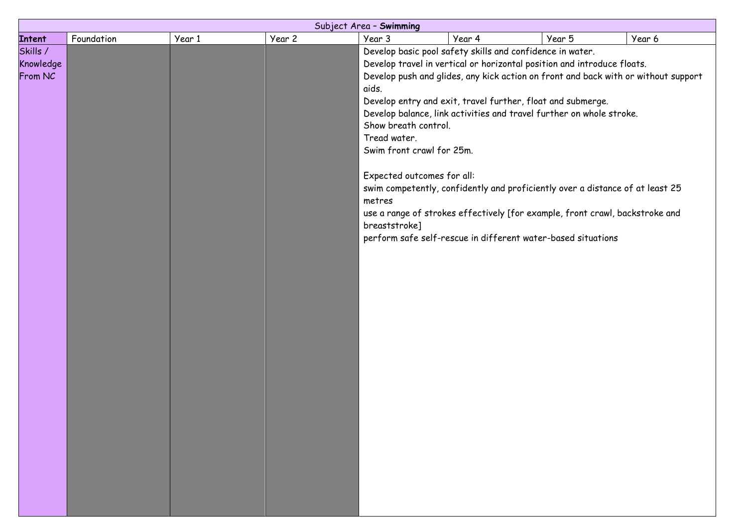| Subject Area – **Swimming** | | | | | | | |
|---|---|---|---|---|---|---|---|
| **Intent** | Foundation | Year 1 | Year 2 | Year 3 | Year 4 | Year 5 | Year 6 |
| Skills / Knowledge From NC | | | | Develop basic pool safety skills and confidence in water.<br>Develop travel in vertical or horizontal position and introduce floats.<br>Develop push and glides, any kick action on front and back with or without support aids.<br>Develop entry and exit, travel further, float and submerge.<br>Develop balance, link activities and travel further on whole stroke.<br>Show breath control.<br>Tread water.<br>Swim front crawl for 25m.<br><br>Expected outcomes for all:<br>swim competently, confidently and proficiently over a distance of at least 25 metres<br>use a range of strokes effectively [for example, front crawl, backstroke and breaststroke]<br>perform safe self-rescue in different water-based situations | | | |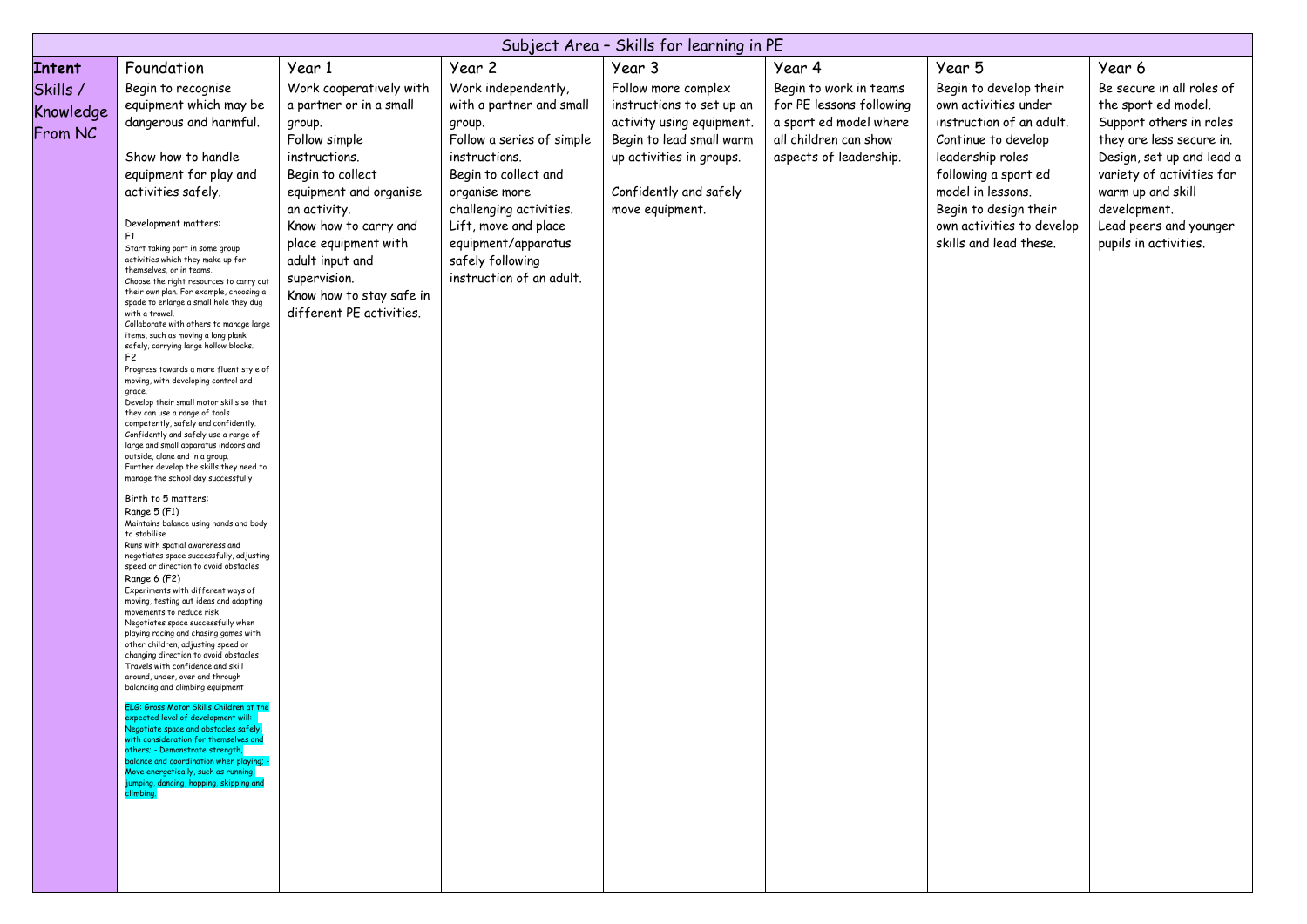| Subject Area – Skills for learning in PE | | | | | | | |
|---|---|---|---|---|---|---|---|
| **Intent** | Foundation | Year 1 | Year 2 | Year 3 | Year 4 | Year 5 | Year 6 |
| Skills / Knowledge From NC | Begin to recognise equipment which may be dangerous and harmful.<br><br>Show how to handle equipment for play and activities safely.<br><br>Development matters:<br>F1<br>Start taking part in some group activities which they make up for themselves, or in teams.<br>Choose the right resources to carry out their own plan. For example, choosing a spade to enlarge a small hole they dug with a trowel.<br>Collaborate with others to manage large items, such as moving a long plank safely, carrying large hollow blocks.<br>F2<br>Progress towards a more fluent style of moving, with developing control and grace.<br>Develop their small motor skills so that they can use a range of tools competently, safely and confidently.<br>Confidently and safely use a range of large and small apparatus indoors and outside, alone and in a group.<br>Further develop the skills they need to manage the school day successfully<br><br>Birth to 5 matters:<br>Range 5 (F1)<br>Maintains balance using hands and body to stabilise<br>Runs with spatial awareness and negotiates space successfully, adjusting speed or direction to avoid obstacles<br>Range 6 (F2)<br>Experiments with different ways of moving, testing out ideas and adapting movements to reduce risk<br>Negotiates space successfully when playing racing and chasing games with other children, adjusting speed or changing direction to avoid obstacles<br>Travels with confidence and skill around, under, over and through balancing and climbing equipment<br><br>ELG: Gross Motor Skills Children at the expected level of development will: - Negotiate space and obstacles safely, with consideration for themselves and others; - Demonstrate strength, balance and coordination when playing; - Move energetically, such as running, jumping, dancing, hopping, skipping and climbing. | Work cooperatively with a partner or in a small group.<br>Follow simple instructions.<br>Begin to collect equipment and organise an activity.<br>Know how to carry and place equipment with adult input and supervision.<br>Know how to stay safe in different PE activities. | Work independently, with a partner and small group.<br>Follow a series of simple instructions.<br>Begin to collect and organise more challenging activities.<br>Lift, move and place equipment/apparatus safely following instruction of an adult. | Follow more complex instructions to set up an activity using equipment.<br>Begin to lead small warm up activities in groups.<br><br>Confidently and safely move equipment. | Begin to work in teams for PE lessons following a sport ed model where all children can show aspects of leadership. | Begin to develop their own activities under instruction of an adult.<br>Continue to develop leadership roles following a sport ed model in lessons.<br>Begin to design their own activities to develop skills and lead these. | Be secure in all roles of the sport ed model.<br>Support others in roles they are less secure in.<br>Design, set up and lead a variety of activities for warm up and skill development.<br>Lead peers and younger pupils in activities. |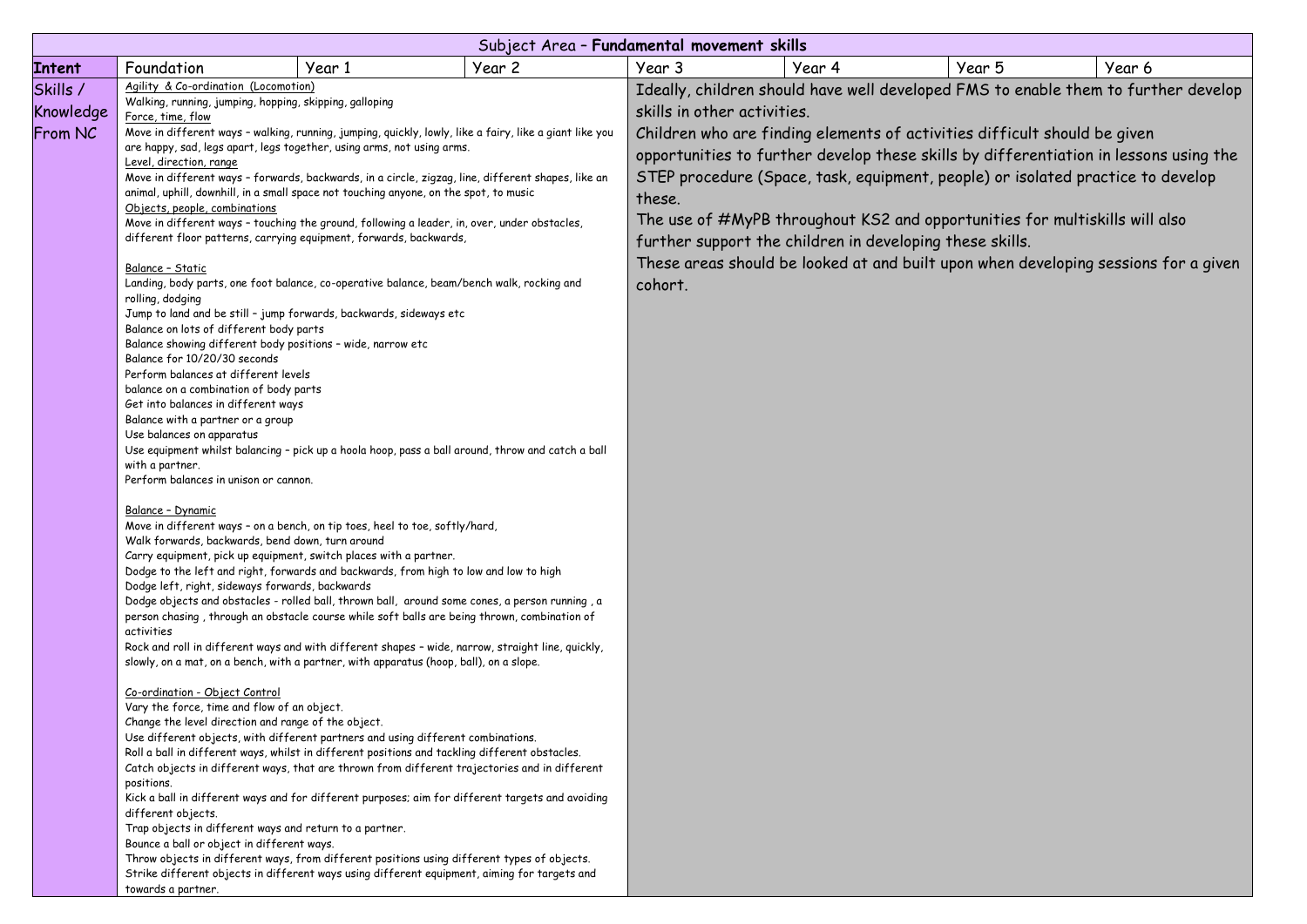| Subject Area – **Fundamental movement skills** | | | | | | | |
|---|---|---|---|---|---|---|---|
| **Intent** | Foundation | Year 1 | Year 2 | Year 3 | Year 4 | Year 5 | Year 6 |
| Skills / Knowledge From NC | <u>Agility & Co-ordination (Locomotion)</u><br>Walking, running, jumping, hopping, skipping, galloping<br><u>Force, time, flow</u><br>Move in different ways – walking, running, jumping, quickly, lowly, like a fairy, like a giant like you are happy, sad, legs apart, legs together, using arms, not using arms.<br><u>Level, direction, range</u><br>Move in different ways – forwards, backwards, in a circle, zigzag, line, different shapes, like an animal, uphill, downhill, in a small space not touching anyone, on the spot, to music<br><u>Objects, people, combinations</u><br>Move in different ways – touching the ground, following a leader, in, over, under obstacles, different floor patterns, carrying equipment, forwards, backwards,<br><br><u>Balance – Static</u><br>Landing, body parts, one foot balance, co-operative balance, beam/bench walk, rocking and rolling, dodging<br>Jump to land and be still – jump forwards, backwards, sideways etc<br>Balance on lots of different body parts<br>Balance showing different body positions – wide, narrow etc<br>Balance for 10/20/30 seconds<br>Perform balances at different levels<br>balance on a combination of body parts<br>Get into balances in different ways<br>Balance with a partner or a group<br>Use balances on apparatus<br>Use equipment whilst balancing – pick up a hoola hoop, pass a ball around, throw and catch a ball with a partner.<br>Perform balances in unison or cannon.<br><br><u>Balance – Dynamic</u><br>Move in different ways – on a bench, on tip toes, heel to toe, softly/hard,<br>Walk forwards, backwards, bend down, turn around<br>Carry equipment, pick up equipment, switch places with a partner.<br>Dodge to the left and right, forwards and backwards, from high to low and low to high<br>Dodge left, right, sideways forwards, backwards<br>Dodge objects and obstacles - rolled ball, thrown ball, around some cones, a person running , a person chasing , through an obstacle course while soft balls are being thrown, combination of activities<br>Rock and roll in different ways and with different shapes – wide, narrow, straight line, quickly, slowly, on a mat, on a bench, with a partner, with apparatus (hoop, ball), on a slope.<br><br><u>Co-ordination - Object Control</u><br>Vary the force, time and flow of an object.<br>Change the level direction and range of the object.<br>Use different objects, with different partners and using different combinations.<br>Roll a ball in different ways, whilst in different positions and tackling different obstacles.<br>Catch objects in different ways, that are thrown from different trajectories and in different positions.<br>Kick a ball in different ways and for different purposes; aim for different targets and avoiding different objects.<br>Trap objects in different ways and return to a partner.<br>Bounce a ball or object in different ways.<br>Throw objects in different ways, from different positions using different types of objects.<br>Strike different objects in different ways using different equipment, aiming for targets and towards a partner. | | | Ideally, children should have well developed FMS to enable them to further develop skills in other activities.<br>Children who are finding elements of activities difficult should be given opportunities to further develop these skills by differentiation in lessons using the STEP procedure (Space, task, equipment, people) or isolated practice to develop these.<br>The use of #MyPB throughout KS2 and opportunities for multiskills will also further support the children in developing these skills.<br>These areas should be looked at and built upon when developing sessions for a given cohort. | | | |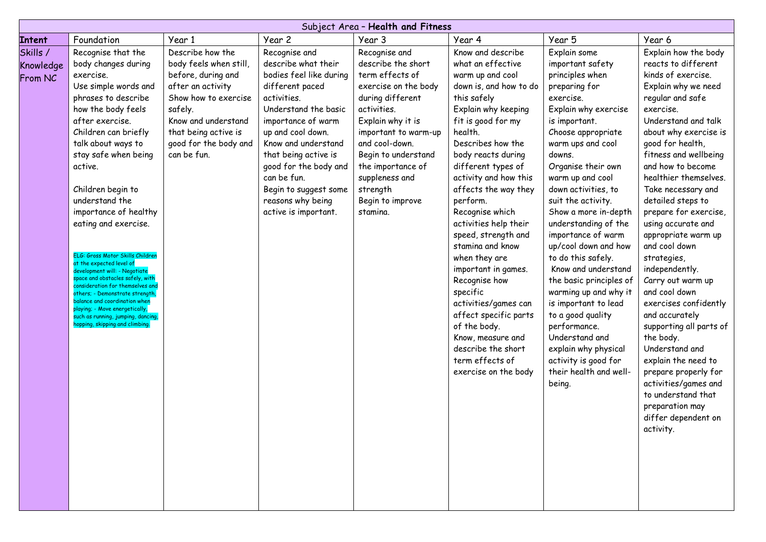| Subject Area – **Health and Fitness** | | | | | | | |
|---|---|---|---|---|---|---|---|
| **Intent** | Foundation | Year 1 | Year 2 | Year 3 | Year 4 | Year 5 | Year 6 |
| Skills / Knowledge From NC | Recognise that the body changes during exercise. Use simple words and phrases to describe how the body feels after exercise. Children can briefly talk about ways to stay safe when being active. <br><br> Children begin to understand the importance of healthy eating and exercise. <br><br> ELG: Gross Motor Skills Children at the expected level of development will: - Negotiate space and obstacles safely, with consideration for themselves and others; - Demonstrate strength, balance and coordination when playing; - Move energetically, such as running, jumping, dancing, hopping, skipping and climbing. | Describe how the body feels when still, before, during and after an activity Show how to exercise safely. Know and understand that being active is good for the body and can be fun. | Recognise and describe what their bodies feel like during different paced activities. Understand the basic importance of warm up and cool down. Know and understand that being active is good for the body and can be fun. Begin to suggest some reasons why being active is important. | Recognise and describe the short term effects of exercise on the body during different activities. Explain why it is important to warm-up and cool-down. Begin to understand the importance of suppleness and strength Begin to improve stamina. | Know and describe what an effective warm up and cool down is, and how to do this safely Explain why keeping fit is good for my health. Describes how the body reacts during different types of activity and how this affects the way they perform. Recognise which activities help their speed, strength and stamina and know when they are important in games. Recognise how specific activities/games can affect specific parts of the body. Know, measure and describe the short term effects of exercise on the body | Explain some important safety principles when preparing for exercise. Explain why exercise is important. Choose appropriate warm ups and cool downs. Organise their own warm up and cool down activities, to suit the activity. Show a more in-depth understanding of the importance of warm up/cool down and how to do this safely. Know and understand the basic principles of warming up and why it is important to lead to a good quality performance. Understand and explain why physical activity is good for their health and well-being. | Explain how the body reacts to different kinds of exercise. Explain why we need regular and safe exercise. Understand and talk about why exercise is good for health, fitness and wellbeing and how to become healthier themselves. Take necessary and detailed steps to prepare for exercise, using accurate and appropriate warm up and cool down strategies, independently. Carry out warm up and cool down exercises confidently and accurately supporting all parts of the body. Understand and explain the need to prepare properly for activities/games and to understand that preparation may differ dependent on activity. |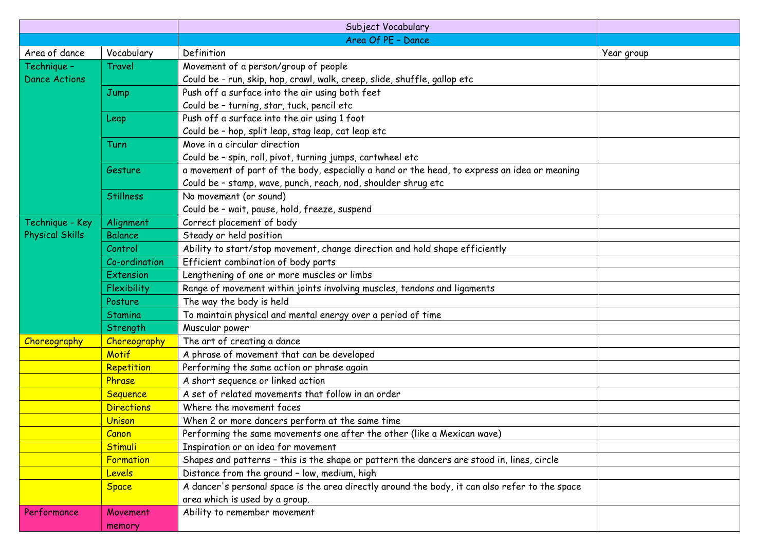| | | Subject Vocabulary | |
|---|---|---|---|
| | | Area Of PE – Dance | |
| Area of dance | Vocabulary | Definition | Year group |
| Technique – Dance Actions | Travel | Movement of a person/group of people<br>Could be - run, skip, hop, crawl, walk, creep, slide, shuffle, gallop etc | |
| | Jump | Push off a surface into the air using both feet<br>Could be – turning, star, tuck, pencil etc | |
| | Leap | Push off a surface into the air using 1 foot<br>Could be – hop, split leap, stag leap, cat leap etc | |
| | Turn | Move in a circular direction<br>Could be – spin, roll, pivot, turning jumps, cartwheel etc | |
| | Gesture | a movement of part of the body, especially a hand or the head, to express an idea or meaning<br>Could be – stamp, wave, punch, reach, nod, shoulder shrug etc | |
| | Stillness | No movement (or sound)<br>Could be – wait, pause, hold, freeze, suspend | |
| Technique - Key Physical Skills | Alignment | Correct placement of body | |
| | Balance | Steady or held position | |
| | Control | Ability to start/stop movement, change direction and hold shape efficiently | |
| | Co-ordination | Efficient combination of body parts | |
| | Extension | Lengthening of one or more muscles or limbs | |
| | Flexibility | Range of movement within joints involving muscles, tendons and ligaments | |
| | Posture | The way the body is held | |
| | Stamina | To maintain physical and mental energy over a period of time | |
| | Strength | Muscular power | |
| Choreography | Choreography | The art of creating a dance | |
| | Motif | A phrase of movement that can be developed | |
| | Repetition | Performing the same action or phrase again | |
| | Phrase | A short sequence or linked action | |
| | Sequence | A set of related movements that follow in an order | |
| | Directions | Where the movement faces | |
| | Unison | When 2 or more dancers perform at the same time | |
| | Canon | Performing the same movements one after the other (like a Mexican wave) | |
| | Stimuli | Inspiration or an idea for movement | |
| | Formation | Shapes and patterns – this is the shape or pattern the dancers are stood in, lines, circle | |
| | Levels | Distance from the ground – low, medium, high | |
| | Space | A dancer's personal space is the area directly around the body, it can also refer to the space area which is used by a group. | |
| Performance | Movement memory | Ability to remember movement | |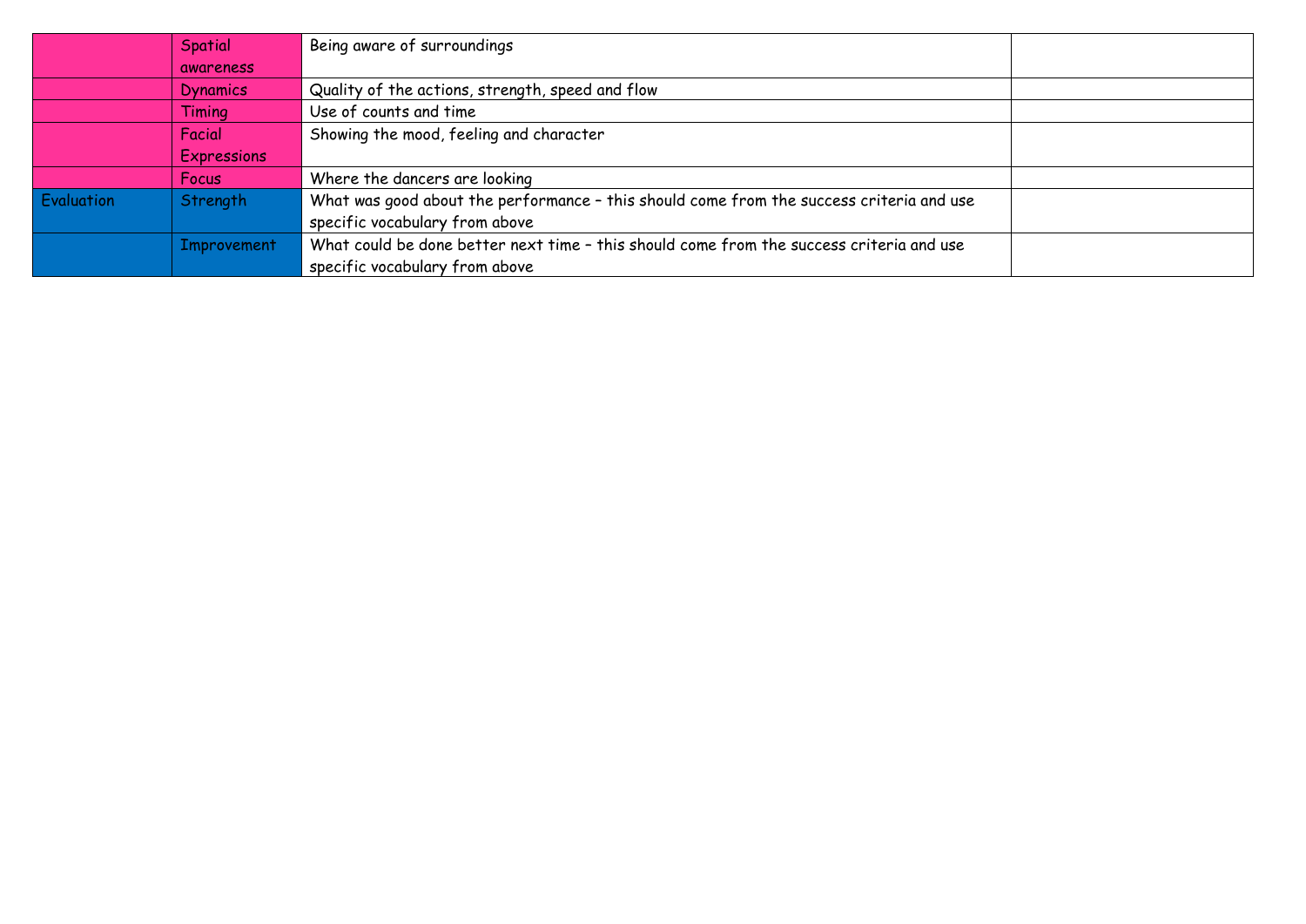| | | | |
|---|---|---|---|
| | Spatial awareness | Being aware of surroundings | |
| | Dynamics | Quality of the actions, strength, speed and flow | |
| | Timing | Use of counts and time | |
| | Facial Expressions | Showing the mood, feeling and character | |
| | Focus | Where the dancers are looking | |
| Evaluation | Strength | What was good about the performance – this should come from the success criteria and use specific vocabulary from above | |
| | Improvement | What could be done better next time – this should come from the success criteria and use specific vocabulary from above | |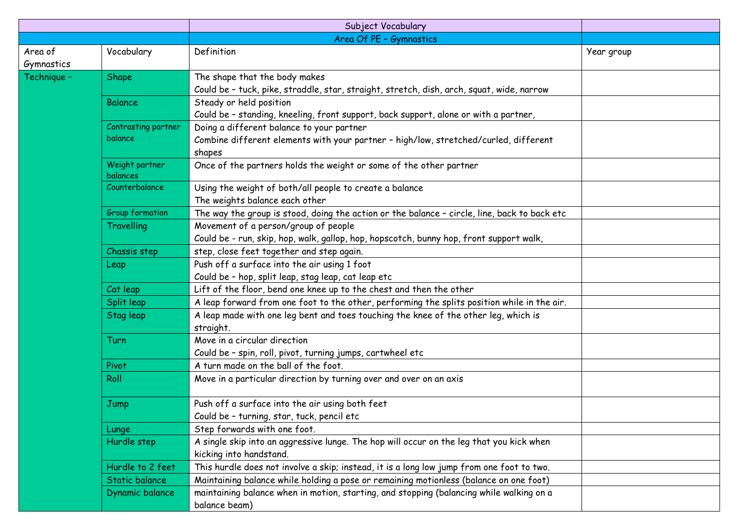| | | | |
|---|---|---|---|
| | | Subject Vocabulary | |
| | | Area Of PE – Gymnastics | |
| Area of Gymnastics | Vocabulary | Definition | Year group |
| Technique – | Shape | The shape that the body makes<br>Could be – tuck, pike, straddle, star, straight, stretch, dish, arch, squat, wide, narrow | |
| | Balance | Steady or held position<br>Could be – standing, kneeling, front support, back support, alone or with a partner, | |
| | Contrasting partner balance | Doing a different balance to your partner<br>Combine different elements with your partner – high/low, stretched/curled, different shapes | |
| | Weight partner balances | Once of the partners holds the weight or some of the other partner | |
| | Counterbalance | Using the weight of both/all people to create a balance<br>The weights balance each other | |
| | Group formation | The way the group is stood, doing the action or the balance – circle, line, back to back etc | |
| | Travelling | Movement of a person/group of people<br>Could be - run, skip, hop, walk, gallop, hop, hopscotch, bunny hop, front support walk, | |
| | Chassis step | step, close feet together and step again. | |
| | Leap | Push off a surface into the air using 1 foot<br>Could be – hop, split leap, stag leap, cat leap etc | |
| | Cat leap | Lift of the floor, bend one knee up to the chest and then the other | |
| | Split leap | A leap forward from one foot to the other, performing the splits position while in the air. | |
| | Stag leap | A leap made with one leg bent and toes touching the knee of the other leg, which is straight. | |
| | Turn | Move in a circular direction<br>Could be – spin, roll, pivot, turning jumps, cartwheel etc | |
| | Pivot | A turn made on the ball of the foot. | |
| | Roll | Move in a particular direction by turning over and over on an axis | |
| | Jump | Push off a surface into the air using both feet<br>Could be – turning, star, tuck, pencil etc | |
| | Lunge | Step forwards with one foot. | |
| | Hurdle step | A single skip into an aggressive lunge. The hop will occur on the leg that you kick when kicking into handstand. | |
| | Hurdle to 2 feet | This hurdle does not involve a skip; instead, it is a long low jump from one foot to two. | |
| | Static balance | Maintaining balance while holding a pose or remaining motionless (balance on one foot) | |
| | Dynamic balance | maintaining balance when in motion, starting, and stopping (balancing while walking on a balance beam) | |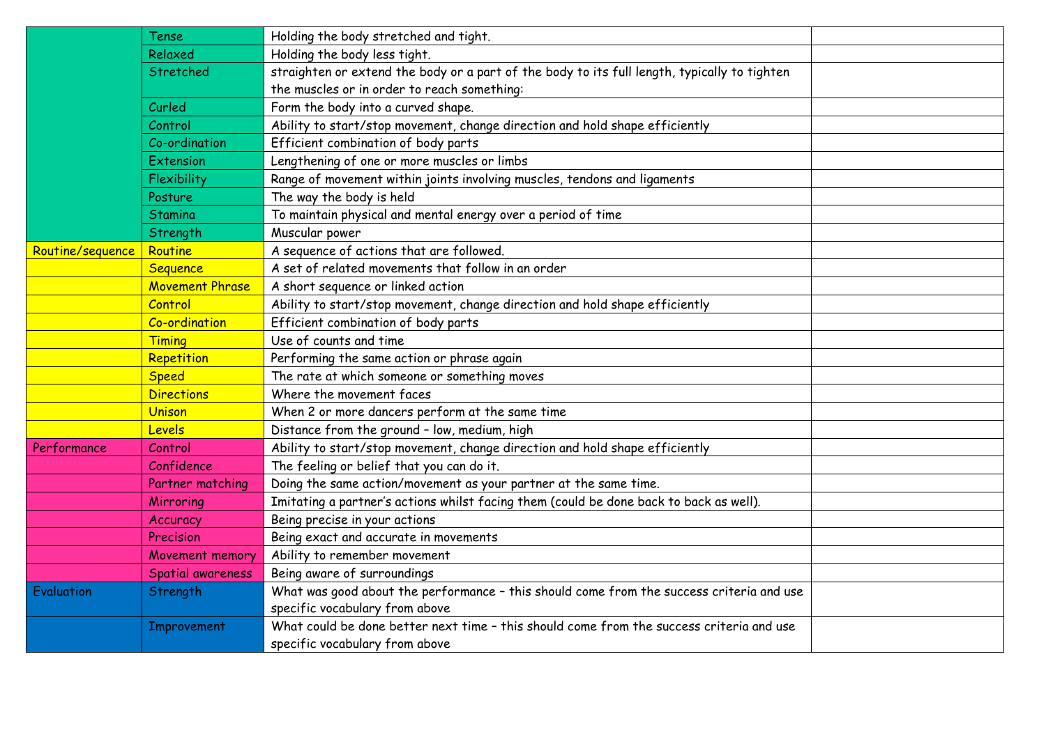| | | | |
|---|---|---|---|
| | Tense | Holding the body stretched and tight. | |
| | Relaxed | Holding the body less tight. | |
| | Stretched | straighten or extend the body or a part of the body to its full length, typically to tighten the muscles or in order to reach something: | |
| | Curled | Form the body into a curved shape. | |
| | Control | Ability to start/stop movement, change direction and hold shape efficiently | |
| | Co-ordination | Efficient combination of body parts | |
| | Extension | Lengthening of one or more muscles or limbs | |
| | Flexibility | Range of movement within joints involving muscles, tendons and ligaments | |
| | Posture | The way the body is held | |
| | Stamina | To maintain physical and mental energy over a period of time | |
| | Strength | Muscular power | |
| Routine/sequence | Routine | A sequence of actions that are followed. | |
| | Sequence | A set of related movements that follow in an order | |
| | Movement Phrase | A short sequence or linked action | |
| | Control | Ability to start/stop movement, change direction and hold shape efficiently | |
| | Co-ordination | Efficient combination of body parts | |
| | Timing | Use of counts and time | |
| | Repetition | Performing the same action or phrase again | |
| | Speed | The rate at which someone or something moves | |
| | Directions | Where the movement faces | |
| | Unison | When 2 or more dancers perform at the same time | |
| | Levels | Distance from the ground – low, medium, high | |
| Performance | Control | Ability to start/stop movement, change direction and hold shape efficiently | |
| | Confidence | The feeling or belief that you can do it. | |
| | Partner matching | Doing the same action/movement as your partner at the same time. | |
| | Mirroring | Imitating a partner's actions whilst facing them (could be done back to back as well). | |
| | Accuracy | Being precise in your actions | |
| | Precision | Being exact and accurate in movements | |
| | Movement memory | Ability to remember movement | |
| | Spatial awareness | Being aware of surroundings | |
| Evaluation | Strength | What was good about the performance – this should come from the success criteria and use specific vocabulary from above | |
| | Improvement | What could be done better next time – this should come from the success criteria and use specific vocabulary from above | |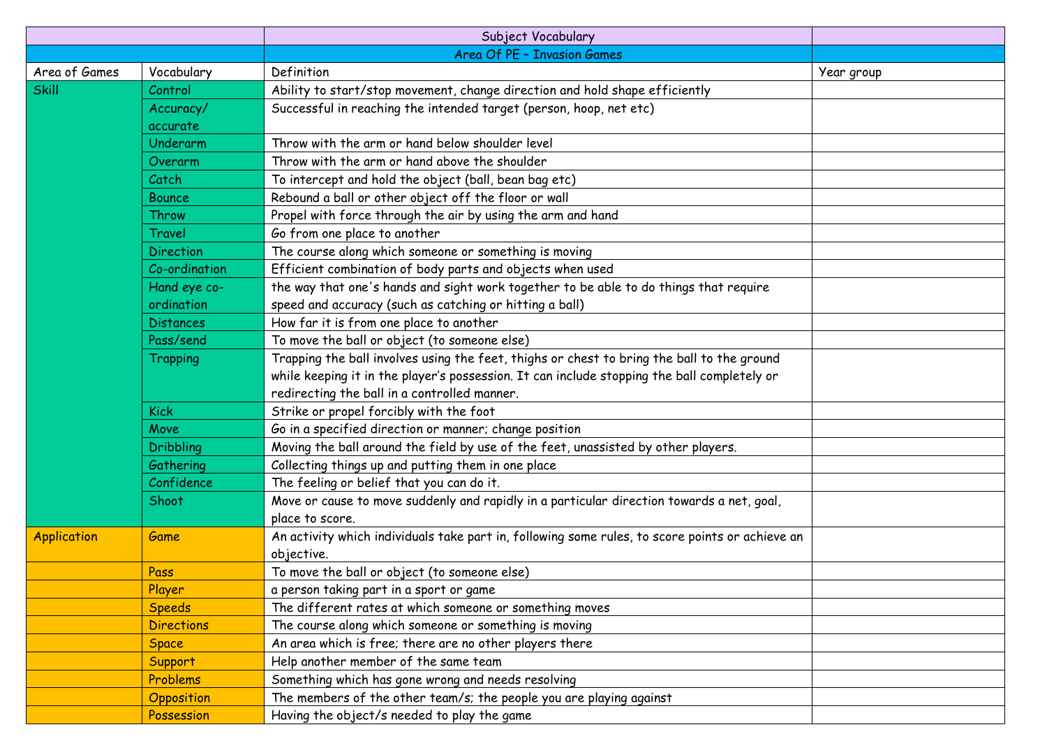| | | Subject Vocabulary | |
|---|---|---|---|
| | | Area Of PE – Invasion Games | |
| Area of Games | Vocabulary | Definition | Year group |
| Skill | Control | Ability to start/stop movement, change direction and hold shape efficiently | |
| | Accuracy/ accurate | Successful in reaching the intended target (person, hoop, net etc) | |
| | Underarm | Throw with the arm or hand below shoulder level | |
| | Overarm | Throw with the arm or hand above the shoulder | |
| | Catch | To intercept and hold the object (ball, bean bag etc) | |
| | Bounce | Rebound a ball or other object off the floor or wall | |
| | Throw | Propel with force through the air by using the arm and hand | |
| | Travel | Go from one place to another | |
| | Direction | The course along which someone or something is moving | |
| | Co-ordination | Efficient combination of body parts and objects when used | |
| | Hand eye co-ordination | the way that one's hands and sight work together to be able to do things that require speed and accuracy (such as catching or hitting a ball) | |
| | Distances | How far it is from one place to another | |
| | Pass/send | To move the ball or object (to someone else) | |
| | Trapping | Trapping the ball involves using the feet, thighs or chest to bring the ball to the ground while keeping it in the player's possession. It can include stopping the ball completely or redirecting the ball in a controlled manner. | |
| | Kick | Strike or propel forcibly with the foot | |
| | Move | Go in a specified direction or manner; change position | |
| | Dribbling | Moving the ball around the field by use of the feet, unassisted by other players. | |
| | Gathering | Collecting things up and putting them in one place | |
| | Confidence | The feeling or belief that you can do it. | |
| | Shoot | Move or cause to move suddenly and rapidly in a particular direction towards a net, goal, place to score. | |
| Application | Game | An activity which individuals take part in, following some rules, to score points or achieve an objective. | |
| | Pass | To move the ball or object (to someone else) | |
| | Player | a person taking part in a sport or game | |
| | Speeds | The different rates at which someone or something moves | |
| | Directions | The course along which someone or something is moving | |
| | Space | An area which is free; there are no other players there | |
| | Support | Help another member of the same team | |
| | Problems | Something which has gone wrong and needs resolving | |
| | Opposition | The members of the other team/s; the people you are playing against | |
| | Possession | Having the object/s needed to play the game | |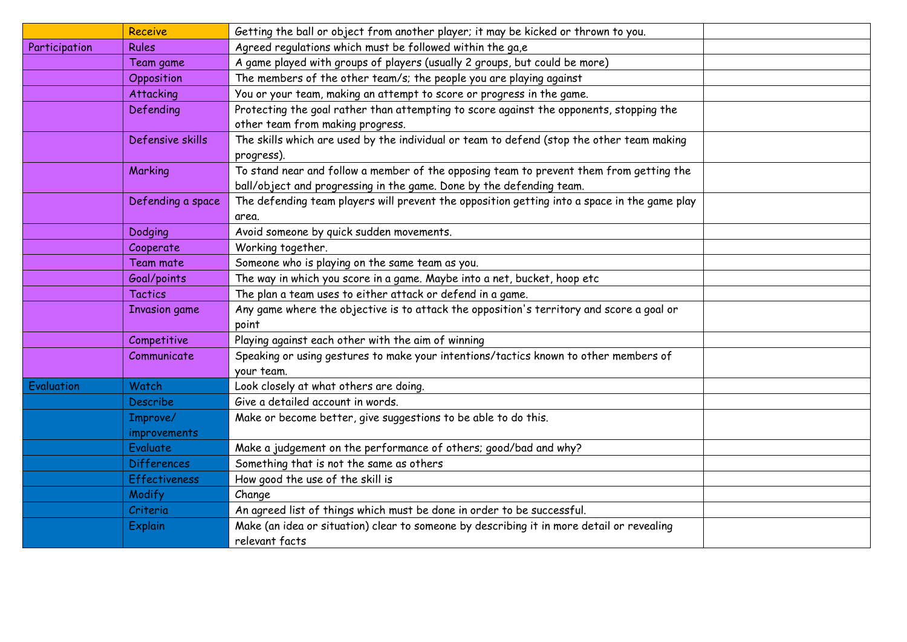| | | | |
|---|---|---|---|
| | Receive | Getting the ball or object from another player; it may be kicked or thrown to you. | |
| Participation | Rules | Agreed regulations which must be followed within the ga,e | |
| | Team game | A game played with groups of players (usually 2 groups, but could be more) | |
| | Opposition | The members of the other team/s; the people you are playing against | |
| | Attacking | You or your team, making an attempt to score or progress in the game. | |
| | Defending | Protecting the goal rather than attempting to score against the opponents, stopping the other team from making progress. | |
| | Defensive skills | The skills which are used by the individual or team to defend (stop the other team making progress). | |
| | Marking | To stand near and follow a member of the opposing team to prevent them from getting the ball/object and progressing in the game. Done by the defending team. | |
| | Defending a space | The defending team players will prevent the opposition getting into a space in the game play area. | |
| | Dodging | Avoid someone by quick sudden movements. | |
| | Cooperate | Working together. | |
| | Team mate | Someone who is playing on the same team as you. | |
| | Goal/points | The way in which you score in a game. Maybe into a net, bucket, hoop etc | |
| | Tactics | The plan a team uses to either attack or defend in a game. | |
| | Invasion game | Any game where the objective is to attack the opposition's territory and score a goal or point | |
| | Competitive | Playing against each other with the aim of winning | |
| | Communicate | Speaking or using gestures to make your intentions/tactics known to other members of your team. | |
| Evaluation | Watch | Look closely at what others are doing. | |
| | Describe | Give a detailed account in words. | |
| | Improve/ improvements | Make or become better, give suggestions to be able to do this. | |
| | Evaluate | Make a judgement on the performance of others; good/bad and why? | |
| | Differences | Something that is not the same as others | |
| | Effectiveness | How good the use of the skill is | |
| | Modify | Change | |
| | Criteria | An agreed list of things which must be done in order to be successful. | |
| | Explain | Make (an idea or situation) clear to someone by describing it in more detail or revealing relevant facts | |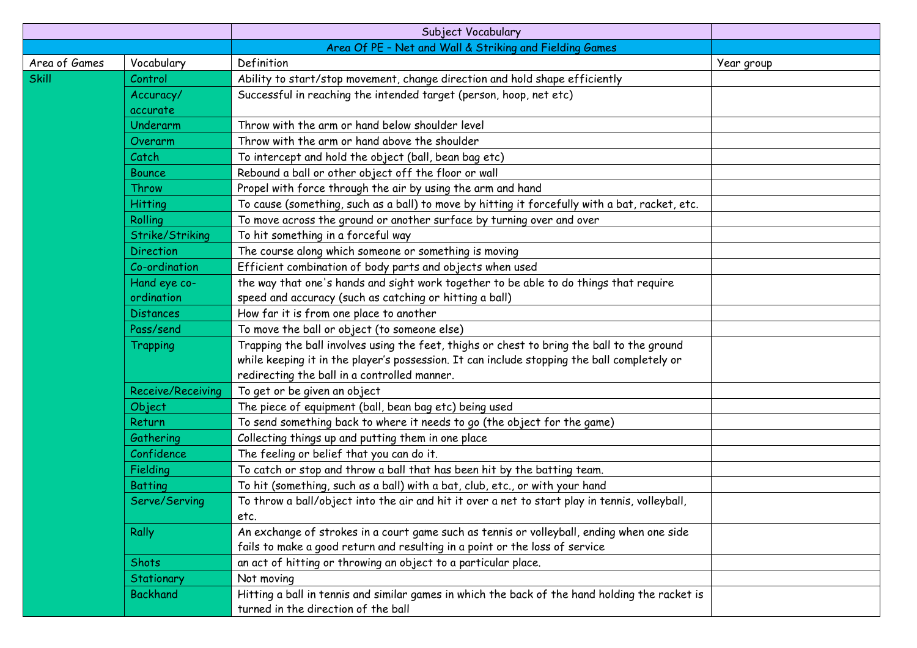| | | Subject Vocabulary | |
|---|---|---|---|
| | | Area Of PE – Net and Wall & Striking and Fielding Games | |
| Area of Games | Vocabulary | Definition | Year group |
| Skill | Control | Ability to start/stop movement, change direction and hold shape efficiently | |
| | Accuracy/ accurate | Successful in reaching the intended target (person, hoop, net etc) | |
| | Underarm | Throw with the arm or hand below shoulder level | |
| | Overarm | Throw with the arm or hand above the shoulder | |
| | Catch | To intercept and hold the object (ball, bean bag etc) | |
| | Bounce | Rebound a ball or other object off the floor or wall | |
| | Throw | Propel with force through the air by using the arm and hand | |
| | Hitting | To cause (something, such as a ball) to move by hitting it forcefully with a bat, racket, etc. | |
| | Rolling | To move across the ground or another surface by turning over and over | |
| | Strike/Striking | To hit something in a forceful way | |
| | Direction | The course along which someone or something is moving | |
| | Co-ordination | Efficient combination of body parts and objects when used | |
| | Hand eye co-ordination | the way that one's hands and sight work together to be able to do things that require speed and accuracy (such as catching or hitting a ball) | |
| | Distances | How far it is from one place to another | |
| | Pass/send | To move the ball or object (to someone else) | |
| | Trapping | Trapping the ball involves using the feet, thighs or chest to bring the ball to the ground while keeping it in the player's possession. It can include stopping the ball completely or redirecting the ball in a controlled manner. | |
| | Receive/Receiving | To get or be given an object | |
| | Object | The piece of equipment (ball, bean bag etc) being used | |
| | Return | To send something back to where it needs to go (the object for the game) | |
| | Gathering | Collecting things up and putting them in one place | |
| | Confidence | The feeling or belief that you can do it. | |
| | Fielding | To catch or stop and throw a ball that has been hit by the batting team. | |
| | Batting | To hit (something, such as a ball) with a bat, club, etc., or with your hand | |
| | Serve/Serving | To throw a ball/object into the air and hit it over a net to start play in tennis, volleyball, etc. | |
| | Rally | An exchange of strokes in a court game such as tennis or volleyball, ending when one side fails to make a good return and resulting in a point or the loss of service | |
| | Shots | an act of hitting or throwing an object to a particular place. | |
| | Stationary | Not moving | |
| | Backhand | Hitting a ball in tennis and similar games in which the back of the hand holding the racket is turned in the direction of the ball | |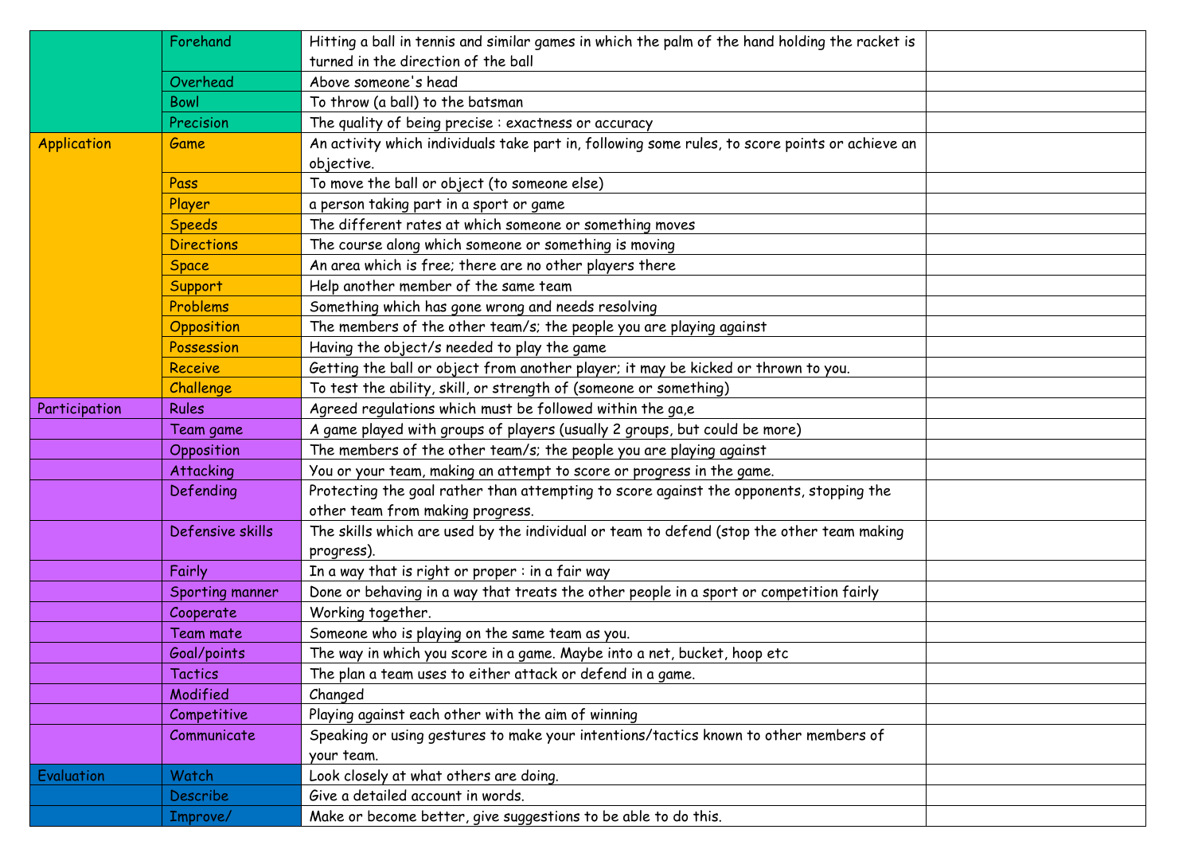| | | | |
|---|---|---|---|
| | Forehand | Hitting a ball in tennis and similar games in which the palm of the hand holding the racket is turned in the direction of the ball | |
| | Overhead | Above someone's head | |
| | Bowl | To throw (a ball) to the batsman | |
| | Precision | The quality of being precise : exactness or accuracy | |
| Application | Game | An activity which individuals take part in, following some rules, to score points or achieve an objective. | |
| | Pass | To move the ball or object (to someone else) | |
| | Player | a person taking part in a sport or game | |
| | Speeds | The different rates at which someone or something moves | |
| | Directions | The course along which someone or something is moving | |
| | Space | An area which is free; there are no other players there | |
| | Support | Help another member of the same team | |
| | Problems | Something which has gone wrong and needs resolving | |
| | Opposition | The members of the other team/s; the people you are playing against | |
| | Possession | Having the object/s needed to play the game | |
| | Receive | Getting the ball or object from another player; it may be kicked or thrown to you. | |
| | Challenge | To test the ability, skill, or strength of (someone or something) | |
| Participation | Rules | Agreed regulations which must be followed within the ga,e | |
| | Team game | A game played with groups of players (usually 2 groups, but could be more) | |
| | Opposition | The members of the other team/s; the people you are playing against | |
| | Attacking | You or your team, making an attempt to score or progress in the game. | |
| | Defending | Protecting the goal rather than attempting to score against the opponents, stopping the other team from making progress. | |
| | Defensive skills | The skills which are used by the individual or team to defend (stop the other team making progress). | |
| | Fairly | In a way that is right or proper : in a fair way | |
| | Sporting manner | Done or behaving in a way that treats the other people in a sport or competition fairly | |
| | Cooperate | Working together. | |
| | Team mate | Someone who is playing on the same team as you. | |
| | Goal/points | The way in which you score in a game. Maybe into a net, bucket, hoop etc | |
| | Tactics | The plan a team uses to either attack or defend in a game. | |
| | Modified | Changed | |
| | Competitive | Playing against each other with the aim of winning | |
| | Communicate | Speaking or using gestures to make your intentions/tactics known to other members of your team. | |
| Evaluation | Watch | Look closely at what others are doing. | |
| | Describe | Give a detailed account in words. | |
| | Improve/ | Make or become better, give suggestions to be able to do this. | |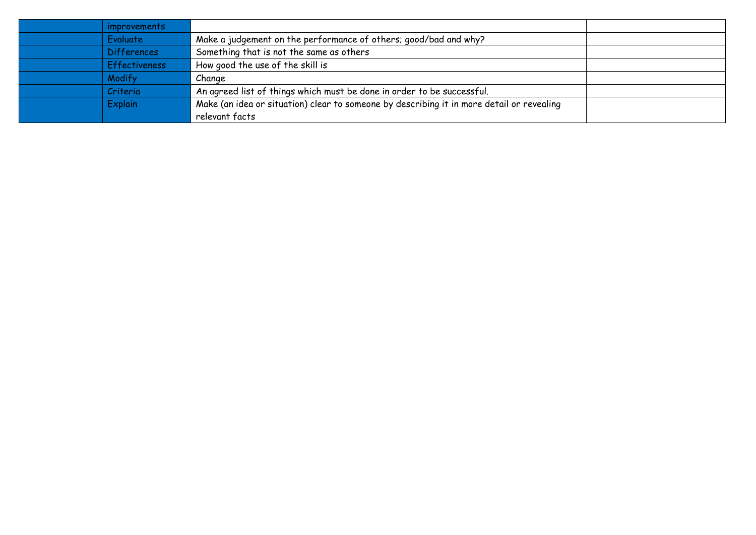| | | | |
|---|---|---|---|
| | improvements | | |
| | Evaluate | Make a judgement on the performance of others; good/bad and why? | |
| | Differences | Something that is not the same as others | |
| | Effectiveness | How good the use of the skill is | |
| | Modify | Change | |
| | Criteria | An agreed list of things which must be done in order to be successful. | |
| | Explain | Make (an idea or situation) clear to someone by describing it in more detail or revealing relevant facts | |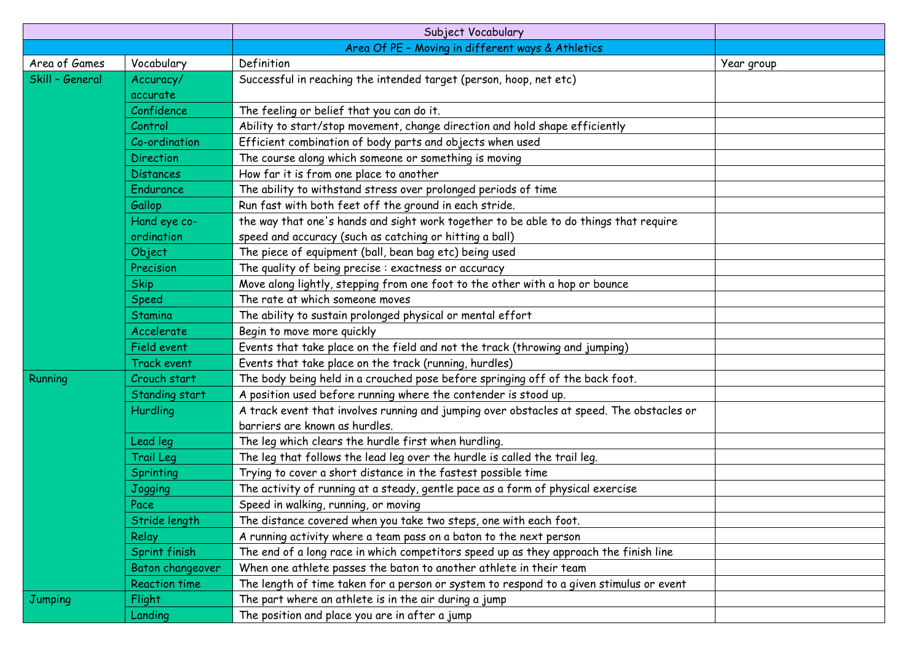| | | Subject Vocabulary | |
|---|---|---|---|
| | | Area Of PE – Moving in different ways & Athletics | |
| Area of Games | Vocabulary | Definition | Year group |
| Skill – General | Accuracy/ accurate | Successful in reaching the intended target (person, hoop, net etc) | |
| | Confidence | The feeling or belief that you can do it. | |
| | Control | Ability to start/stop movement, change direction and hold shape efficiently | |
| | Co-ordination | Efficient combination of body parts and objects when used | |
| | Direction | The course along which someone or something is moving | |
| | Distances | How far it is from one place to another | |
| | Endurance | The ability to withstand stress over prolonged periods of time | |
| | Gallop | Run fast with both feet off the ground in each stride. | |
| | Hand eye co-ordination | the way that one's hands and sight work together to be able to do things that require speed and accuracy (such as catching or hitting a ball) | |
| | Object | The piece of equipment (ball, bean bag etc) being used | |
| | Precision | The quality of being precise : exactness or accuracy | |
| | Skip | Move along lightly, stepping from one foot to the other with a hop or bounce | |
| | Speed | The rate at which someone moves | |
| | Stamina | The ability to sustain prolonged physical or mental effort | |
| | Accelerate | Begin to move more quickly | |
| | Field event | Events that take place on the field and not the track (throwing and jumping) | |
| | Track event | Events that take place on the track (running, hurdles) | |
| Running | Crouch start | The body being held in a crouched pose before springing off of the back foot. | |
| | Standing start | A position used before running where the contender is stood up. | |
| | Hurdling | A track event that involves running and jumping over obstacles at speed. The obstacles or barriers are known as hurdles. | |
| | Lead leg | The leg which clears the hurdle first when hurdling. | |
| | Trail Leg | The leg that follows the lead leg over the hurdle is called the trail leg. | |
| | Sprinting | Trying to cover a short distance in the fastest possible time | |
| | Jogging | The activity of running at a steady, gentle pace as a form of physical exercise | |
| | Pace | Speed in walking, running, or moving | |
| | Stride length | The distance covered when you take two steps, one with each foot. | |
| | Relay | A running activity where a team pass on a baton to the next person | |
| | Sprint finish | The end of a long race in which competitors speed up as they approach the finish line | |
| | Baton changeover | When one athlete passes the baton to another athlete in their team | |
| | Reaction time | The length of time taken for a person or system to respond to a given stimulus or event | |
| Jumping | Flight | The part where an athlete is in the air during a jump | |
| | Landing | The position and place you are in after a jump | |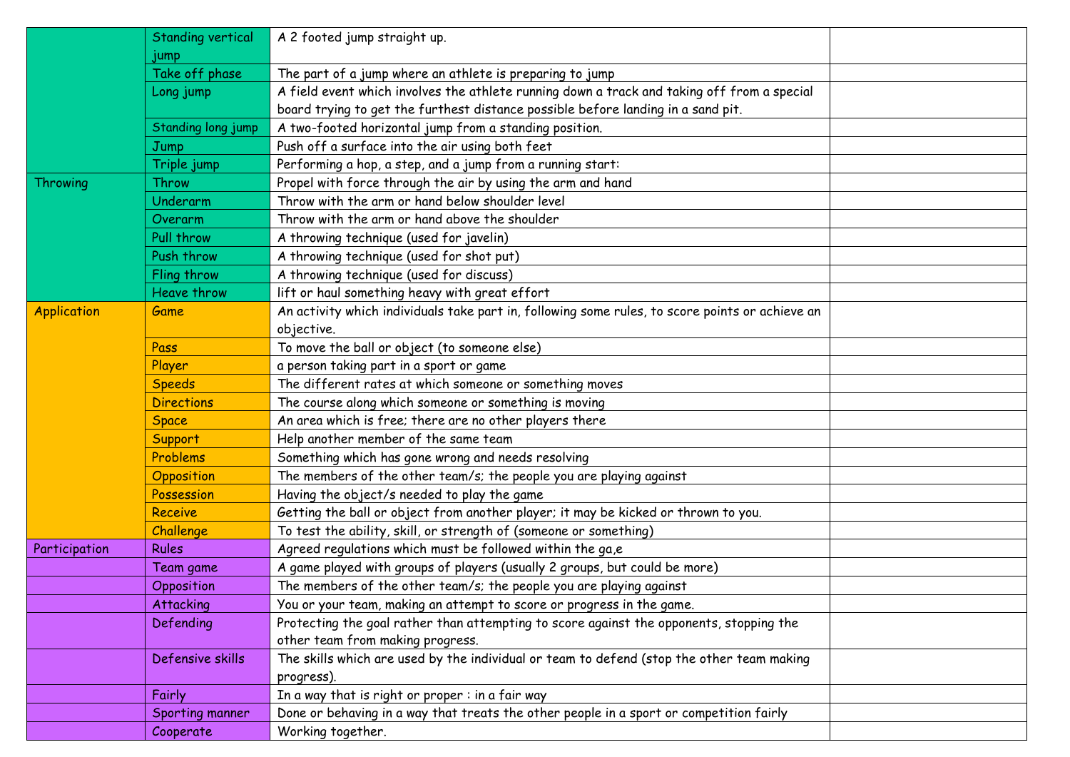| | | | |
|---|---|---|---|
| | Standing vertical jump | A 2 footed jump straight up. | |
| | Take off phase | The part of a jump where an athlete is preparing to jump | |
| | Long jump | A field event which involves the athlete running down a track and taking off from a special board trying to get the furthest distance possible before landing in a sand pit. | |
| | Standing long jump | A two-footed horizontal jump from a standing position. | |
| | Jump | Push off a surface into the air using both feet | |
| | Triple jump | Performing a hop, a step, and a jump from a running start: | |
| Throwing | Throw | Propel with force through the air by using the arm and hand | |
| | Underarm | Throw with the arm or hand below shoulder level | |
| | Overarm | Throw with the arm or hand above the shoulder | |
| | Pull throw | A throwing technique (used for javelin) | |
| | Push throw | A throwing technique (used for shot put) | |
| | Fling throw | A throwing technique (used for discuss) | |
| | Heave throw | lift or haul something heavy with great effort | |
| Application | Game | An activity which individuals take part in, following some rules, to score points or achieve an objective. | |
| | Pass | To move the ball or object (to someone else) | |
| | Player | a person taking part in a sport or game | |
| | Speeds | The different rates at which someone or something moves | |
| | Directions | The course along which someone or something is moving | |
| | Space | An area which is free; there are no other players there | |
| | Support | Help another member of the same team | |
| | Problems | Something which has gone wrong and needs resolving | |
| | Opposition | The members of the other team/s; the people you are playing against | |
| | Possession | Having the object/s needed to play the game | |
| | Receive | Getting the ball or object from another player; it may be kicked or thrown to you. | |
| | Challenge | To test the ability, skill, or strength of (someone or something) | |
| Participation | Rules | Agreed regulations which must be followed within the ga,e | |
| | Team game | A game played with groups of players (usually 2 groups, but could be more) | |
| | Opposition | The members of the other team/s; the people you are playing against | |
| | Attacking | You or your team, making an attempt to score or progress in the game. | |
| | Defending | Protecting the goal rather than attempting to score against the opponents, stopping the other team from making progress. | |
| | Defensive skills | The skills which are used by the individual or team to defend (stop the other team making progress). | |
| | Fairly | In a way that is right or proper : in a fair way | |
| | Sporting manner | Done or behaving in a way that treats the other people in a sport or competition fairly | |
| | Cooperate | Working together. | |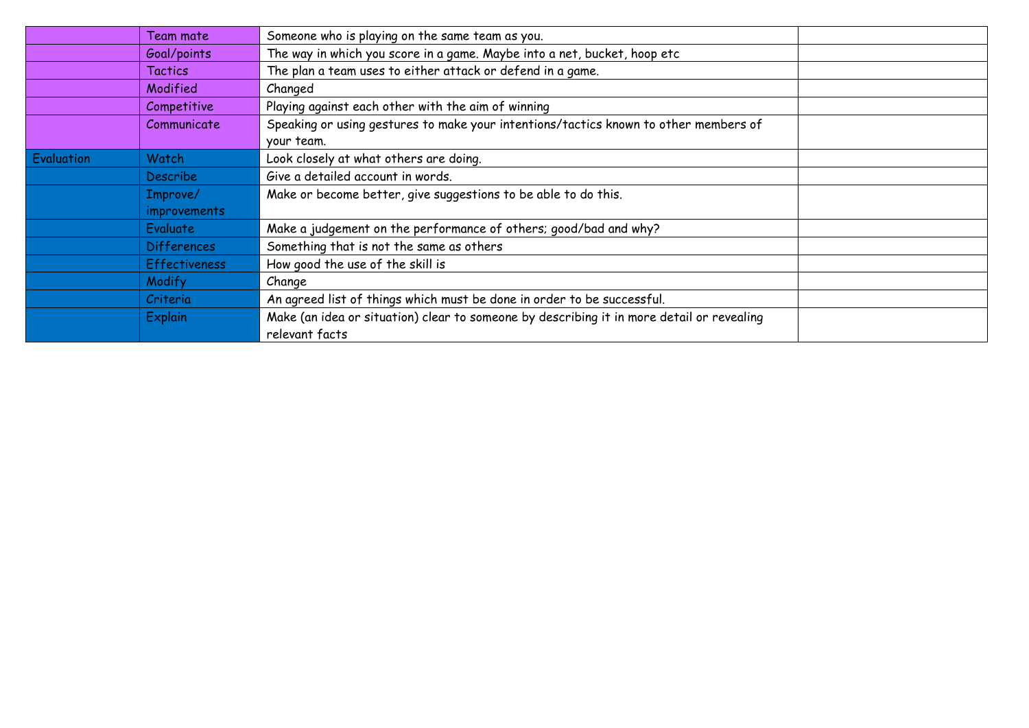| | | | |
|---|---|---|---|
| | Team mate | Someone who is playing on the same team as you. | |
| | Goal/points | The way in which you score in a game. Maybe into a net, bucket, hoop etc | |
| | Tactics | The plan a team uses to either attack or defend in a game. | |
| | Modified | Changed | |
| | Competitive | Playing against each other with the aim of winning | |
| | Communicate | Speaking or using gestures to make your intentions/tactics known to other members of your team. | |
| Evaluation | Watch | Look closely at what others are doing. | |
| | Describe | Give a detailed account in words. | |
| | Improve/ improvements | Make or become better, give suggestions to be able to do this. | |
| | Evaluate | Make a judgement on the performance of others; good/bad and why? | |
| | Differences | Something that is not the same as others | |
| | Effectiveness | How good the use of the skill is | |
| | Modify | Change | |
| | Criteria | An agreed list of things which must be done in order to be successful. | |
| | Explain | Make (an idea or situation) clear to someone by describing it in more detail or revealing relevant facts | |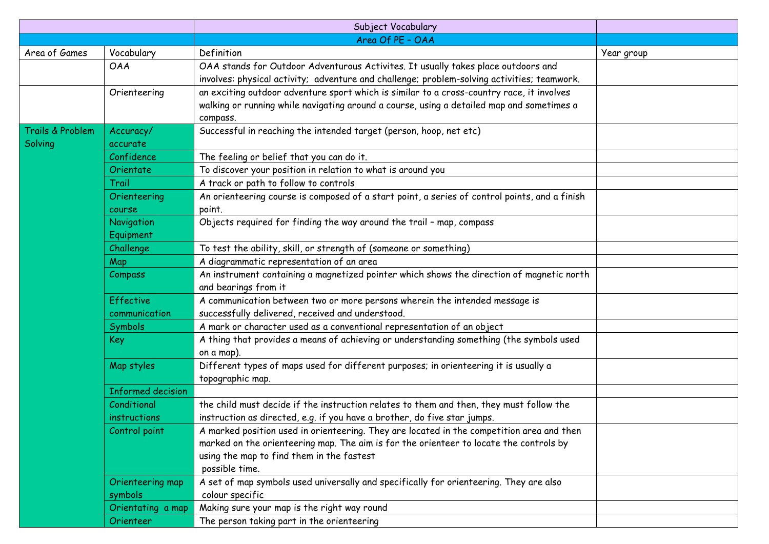| | | Subject Vocabulary | |
|---|---|---|---|
| | | Area Of PE – OAA | |
| Area of Games | Vocabulary | Definition | Year group |
| | OAA | OAA stands for Outdoor Adventurous Activites. It usually takes place outdoors and involves: physical activity; adventure and challenge; problem-solving activities; teamwork. | |
| | Orienteering | an exciting outdoor adventure sport which is similar to a cross-country race, it involves walking or running while navigating around a course, using a detailed map and sometimes a compass. | |
| Trails & Problem Solving | Accuracy/ accurate | Successful in reaching the intended target (person, hoop, net etc) | |
| | Confidence | The feeling or belief that you can do it. | |
| | Orientate | To discover your position in relation to what is around you | |
| | Trail | A track or path to follow to controls | |
| | Orienteering course | An orienteering course is composed of a start point, a series of control points, and a finish point. | |
| | Navigation Equipment | Objects required for finding the way around the trail – map, compass | |
| | Challenge | To test the ability, skill, or strength of (someone or something) | |
| | Map | A diagrammatic representation of an area | |
| | Compass | An instrument containing a magnetized pointer which shows the direction of magnetic north and bearings from it | |
| | Effective communication | A communication between two or more persons wherein the intended message is successfully delivered, received and understood. | |
| | Symbols | A mark or character used as a conventional representation of an object | |
| | Key | A thing that provides a means of achieving or understanding something (the symbols used on a map). | |
| | Map styles | Different types of maps used for different purposes; in orienteering it is usually a topographic map. | |
| | Informed decision | | |
| | Conditional instructions | the child must decide if the instruction relates to them and then, they must follow the instruction as directed, e.g. if you have a brother, do five star jumps. | |
| | Control point | A marked position used in orienteering. They are located in the competition area and then marked on the orienteering map. The aim is for the orienteer to locate the controls by using the map to find them in the fastest possible time. | |
| | Orienteering map symbols | A set of map symbols used universally and specifically for orienteering. They are also colour specific | |
| | Orientating a map | Making sure your map is the right way round | |
| | Orienteer | The person taking part in the orienteering | |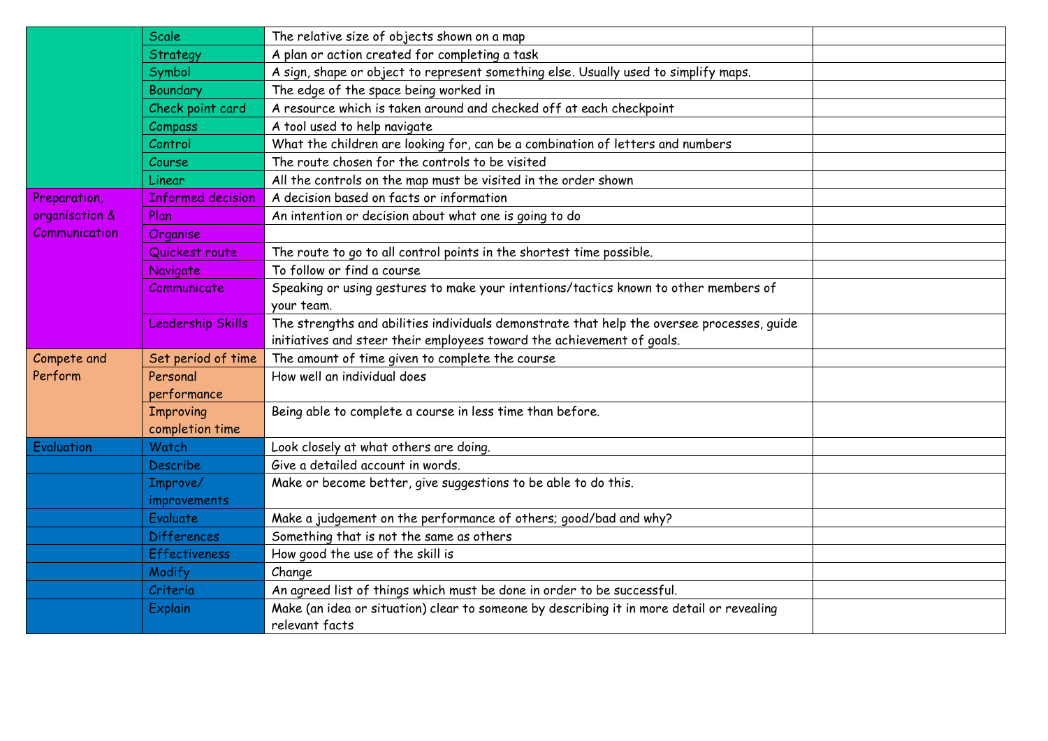| | | | |
|---|---|---|---|
| | Scale | The relative size of objects shown on a map | |
| | Strategy | A plan or action created for completing a task | |
| | Symbol | A sign, shape or object to represent something else. Usually used to simplify maps. | |
| | Boundary | The edge of the space being worked in | |
| | Check point card | A resource which is taken around and checked off at each checkpoint | |
| | Compass | A tool used to help navigate | |
| | Control | What the children are looking for, can be a combination of letters and numbers | |
| | Course | The route chosen for the controls to be visited | |
| | Linear | All the controls on the map must be visited in the order shown | |
| Preparation, organisation & Communication | Informed decision | A decision based on facts or information | |
| | Plan | An intention or decision about what one is going to do | |
| | Organise | | |
| | Quickest route | The route to go to all control points in the shortest time possible. | |
| | Navigate | To follow or find a course | |
| | Communicate | Speaking or using gestures to make your intentions/tactics known to other members of your team. | |
| | Leadership Skills | The strengths and abilities individuals demonstrate that help the oversee processes, guide initiatives and steer their employees toward the achievement of goals. | |
| Compete and Perform | Set period of time | The amount of time given to complete the course | |
| | Personal performance | How well an individual does | |
| | Improving completion time | Being able to complete a course in less time than before. | |
| Evaluation | Watch | Look closely at what others are doing. | |
| | Describe | Give a detailed account in words. | |
| | Improve/ improvements | Make or become better, give suggestions to be able to do this. | |
| | Evaluate | Make a judgement on the performance of others; good/bad and why? | |
| | Differences | Something that is not the same as others | |
| | Effectiveness | How good the use of the skill is | |
| | Modify | Change | |
| | Criteria | An agreed list of things which must be done in order to be successful. | |
| | Explain | Make (an idea or situation) clear to someone by describing it in more detail or revealing relevant facts | |